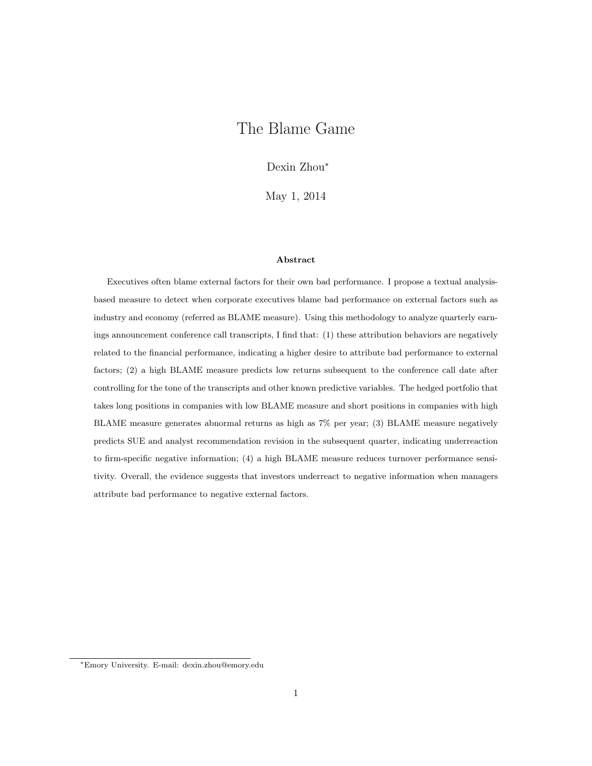# The Blame Game

Dexin Zhou[*]

May 1, 2014

### Abstract

Executives often blame external factors for their own bad performance. I propose a textual analysis-based measure to detect when corporate executives blame bad performance on external factors such as industry and economy (referred as BLAME measure). Using this methodology to analyze quarterly earnings announcement conference call transcripts, I find that: (1) these attribution behaviors are negatively related to the financial performance, indicating a higher desire to attribute bad performance to external factors; (2) a high BLAME measure predicts low returns subsequent to the conference call date after controlling for the tone of the transcripts and other known predictive variables. The hedged portfolio that takes long positions in companies with low BLAME measure and short positions in companies with high BLAME measure generates abnormal returns as high as 7% per year; (3) BLAME measure negatively predicts SUE and analyst recommendation revision in the subsequent quarter, indicating underreaction to firm-specific negative information; (4) a high BLAME measure reduces turnover performance sensitivity. Overall, the evidence suggests that investors underreact to negative information when managers attribute bad performance to negative external factors.

[*] Emory University. E-mail: dexin.zhou@emory.edu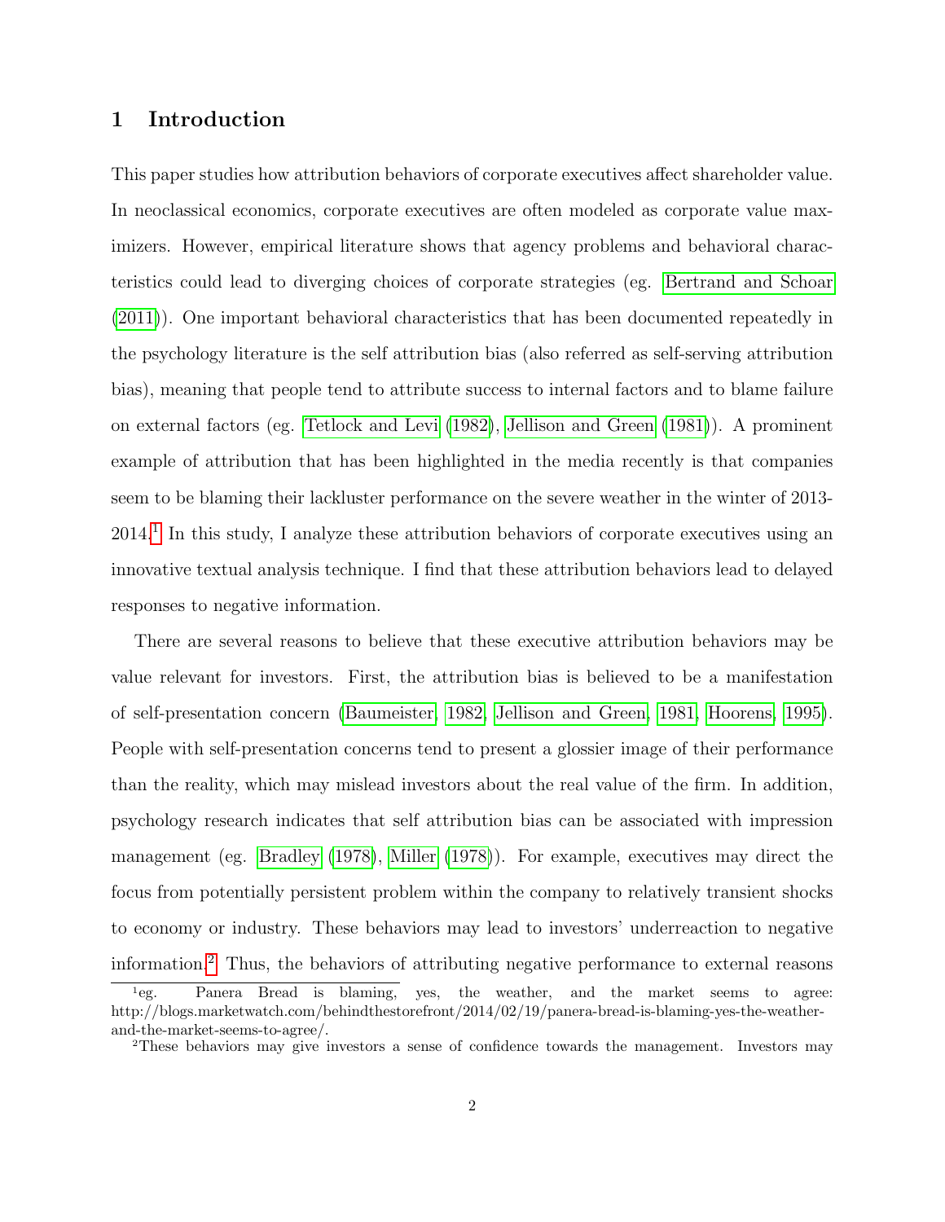# 1 Introduction

This paper studies how attribution behaviors of corporate executives affect shareholder value. In neoclassical economics, corporate executives are often modeled as corporate value maximizers. However, empirical literature shows that agency problems and behavioral characteristics could lead to diverging choices of corporate strategies (eg. Bertrand and Schoar (2011)). One important behavioral characteristics that has been documented repeatedly in the psychology literature is the self attribution bias (also referred as self-serving attribution bias), meaning that people tend to attribute success to internal factors and to blame failure on external factors (eg. Tetlock and Levi (1982), Jellison and Green (1981)). A prominent example of attribution that has been highlighted in the media recently is that companies seem to be blaming their lackluster performance on the severe weather in the winter of 2013-2014.[1] In this study, I analyze these attribution behaviors of corporate executives using an innovative textual analysis technique. I find that these attribution behaviors lead to delayed responses to negative information.

There are several reasons to believe that these executive attribution behaviors may be value relevant for investors. First, the attribution bias is believed to be a manifestation of self-presentation concern (Baumeister, 1982, Jellison and Green, 1981, Hoorens, 1995). People with self-presentation concerns tend to present a glossier image of their performance than the reality, which may mislead investors about the real value of the firm. In addition, psychology research indicates that self attribution bias can be associated with impression management (eg. Bradley (1978), Miller (1978)). For example, executives may direct the focus from potentially persistent problem within the company to relatively transient shocks to economy or industry. These behaviors may lead to investors' underreaction to negative information.[2] Thus, the behaviors of attributing negative performance to external reasons

[1] eg. Panera Bread is blaming, yes, the weather, and the market seems to agree: http://blogs.marketwatch.com/behindthestorefront/2014/02/19/panera-bread-is-blaming-yes-the-weather-and-the-market-seems-to-agree/.

[2] These behaviors may give investors a sense of confidence towards the management. Investors may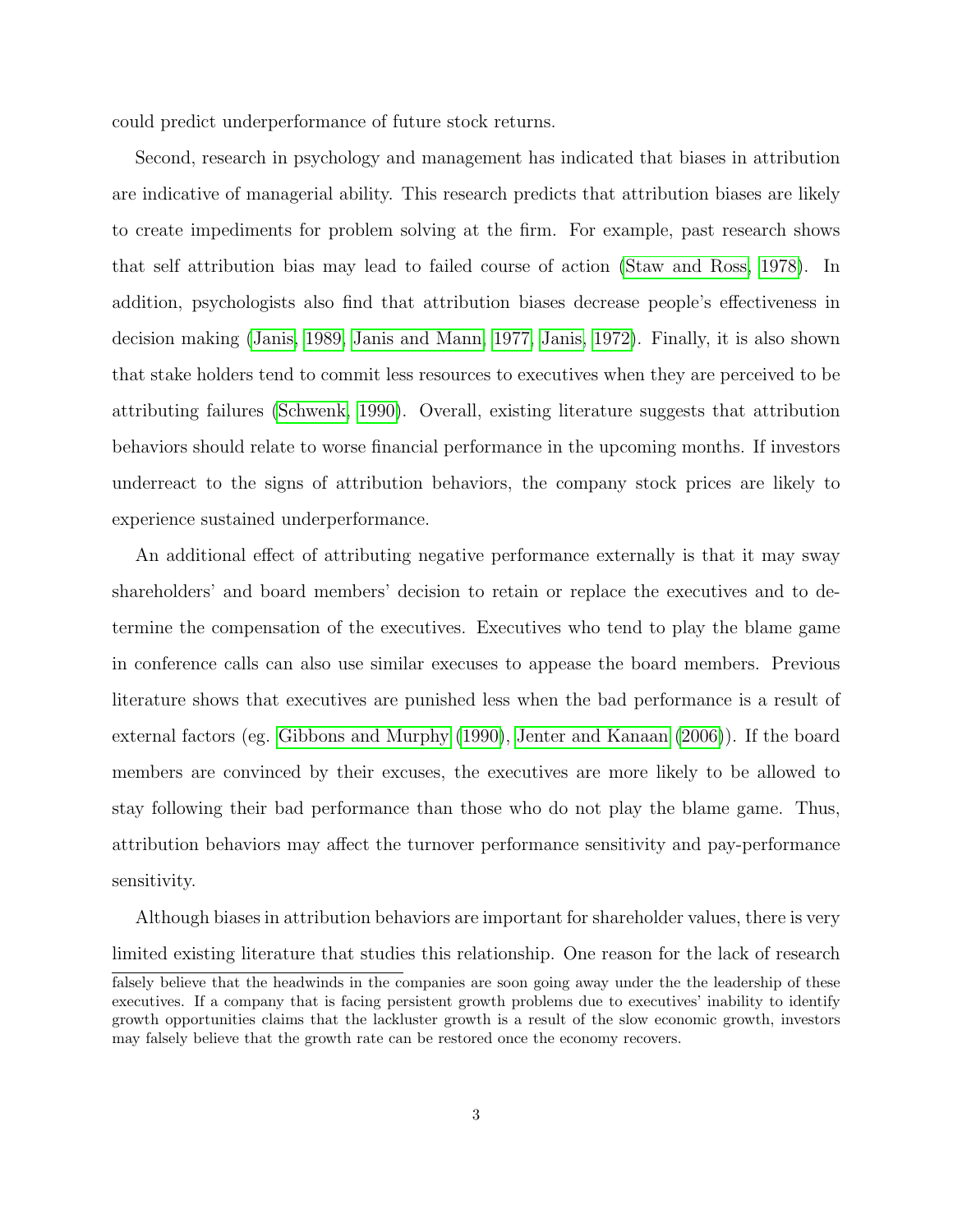could predict underperformance of future stock returns.

Second, research in psychology and management has indicated that biases in attribution are indicative of managerial ability. This research predicts that attribution biases are likely to create impediments for problem solving at the firm. For example, past research shows that self attribution bias may lead to failed course of action (Staw and Ross, 1978). In addition, psychologists also find that attribution biases decrease people's effectiveness in decision making (Janis, 1989; Janis and Mann, 1977; Janis, 1972). Finally, it is also shown that stake holders tend to commit less resources to executives when they are perceived to be attributing failures (Schwenk, 1990). Overall, existing literature suggests that attribution behaviors should relate to worse financial performance in the upcoming months. If investors underreact to the signs of attribution behaviors, the company stock prices are likely to experience sustained underperformance.

An additional effect of attributing negative performance externally is that it may sway shareholders' and board members' decision to retain or replace the executives and to determine the compensation of the executives. Executives who tend to play the blame game in conference calls can also use similar execuses to appease the board members. Previous literature shows that executives are punished less when the bad performance is a result of external factors (eg. Gibbons and Murphy (1990), Jenter and Kanaan (2006)). If the board members are convinced by their excuses, the executives are more likely to be allowed to stay following their bad performance than those who do not play the blame game. Thus, attribution behaviors may affect the turnover performance sensitivity and pay-performance sensitivity.

Although biases in attribution behaviors are important for shareholder values, there is very limited existing literature that studies this relationship. One reason for the lack of research

falsely believe that the headwinds in the companies are soon going away under the the leadership of these executives. If a company that is facing persistent growth problems due to executives' inability to identify growth opportunities claims that the lackluster growth is a result of the slow economic growth, investors may falsely believe that the growth rate can be restored once the economy recovers.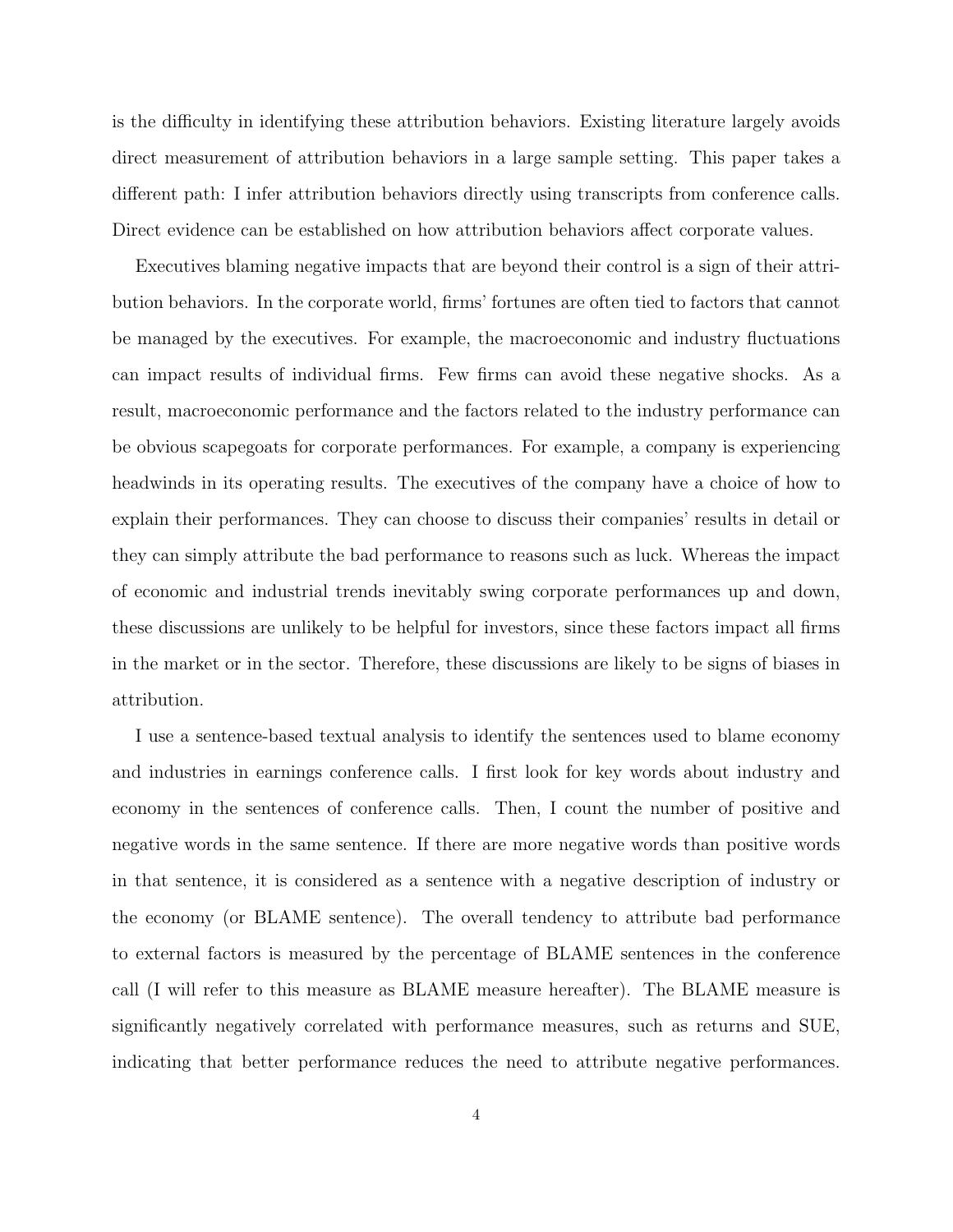is the difficulty in identifying these attribution behaviors. Existing literature largely avoids direct measurement of attribution behaviors in a large sample setting. This paper takes a different path: I infer attribution behaviors directly using transcripts from conference calls. Direct evidence can be established on how attribution behaviors affect corporate values.

Executives blaming negative impacts that are beyond their control is a sign of their attribution behaviors. In the corporate world, firms' fortunes are often tied to factors that cannot be managed by the executives. For example, the macroeconomic and industry fluctuations can impact results of individual firms. Few firms can avoid these negative shocks. As a result, macroeconomic performance and the factors related to the industry performance can be obvious scapegoats for corporate performances. For example, a company is experiencing headwinds in its operating results. The executives of the company have a choice of how to explain their performances. They can choose to discuss their companies' results in detail or they can simply attribute the bad performance to reasons such as luck. Whereas the impact of economic and industrial trends inevitably swing corporate performances up and down, these discussions are unlikely to be helpful for investors, since these factors impact all firms in the market or in the sector. Therefore, these discussions are likely to be signs of biases in attribution.

I use a sentence-based textual analysis to identify the sentences used to blame economy and industries in earnings conference calls. I first look for key words about industry and economy in the sentences of conference calls. Then, I count the number of positive and negative words in the same sentence. If there are more negative words than positive words in that sentence, it is considered as a sentence with a negative description of industry or the economy (or BLAME sentence). The overall tendency to attribute bad performance to external factors is measured by the percentage of BLAME sentences in the conference call (I will refer to this measure as BLAME measure hereafter). The BLAME measure is significantly negatively correlated with performance measures, such as returns and SUE, indicating that better performance reduces the need to attribute negative performances.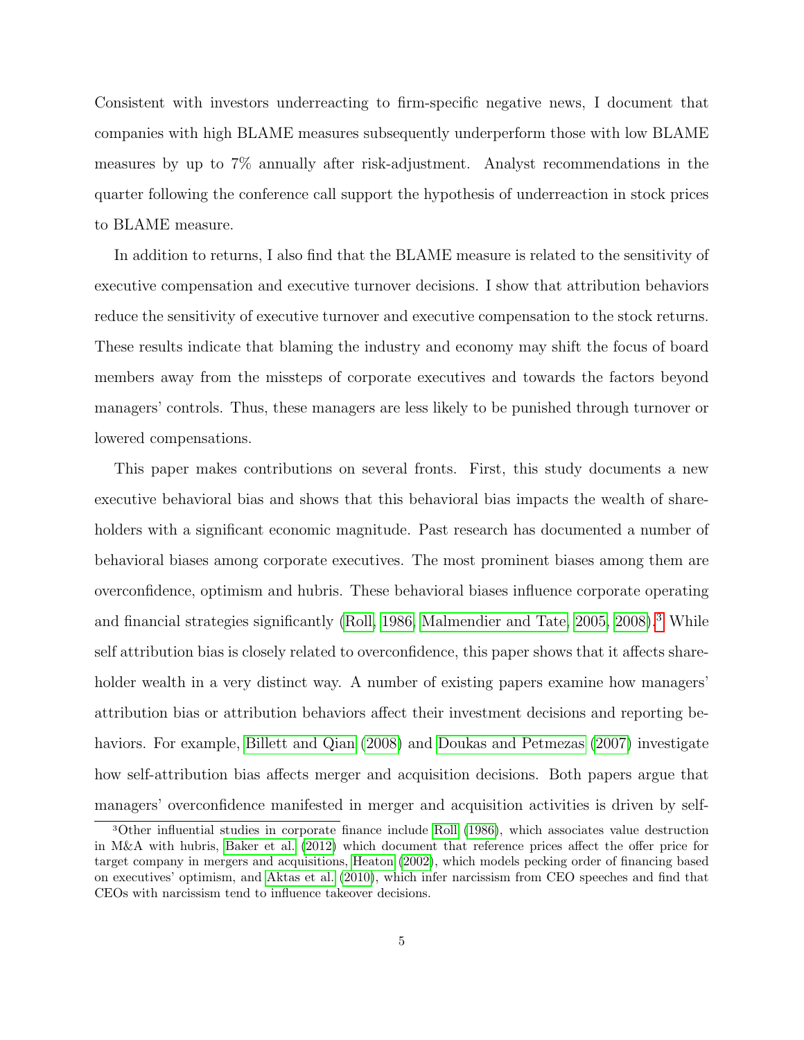Consistent with investors underreacting to firm-specific negative news, I document that companies with high BLAME measures subsequently underperform those with low BLAME measures by up to 7% annually after risk-adjustment. Analyst recommendations in the quarter following the conference call support the hypothesis of underreaction in stock prices to BLAME measure.

In addition to returns, I also find that the BLAME measure is related to the sensitivity of executive compensation and executive turnover decisions. I show that attribution behaviors reduce the sensitivity of executive turnover and executive compensation to the stock returns. These results indicate that blaming the industry and economy may shift the focus of board members away from the missteps of corporate executives and towards the factors beyond managers' controls. Thus, these managers are less likely to be punished through turnover or lowered compensations.

This paper makes contributions on several fronts. First, this study documents a new executive behavioral bias and shows that this behavioral bias impacts the wealth of shareholders with a significant economic magnitude. Past research has documented a number of behavioral biases among corporate executives. The most prominent biases among them are overconfidence, optimism and hubris. These behavioral biases influence corporate operating and financial strategies significantly (Roll, 1986, Malmendier and Tate, 2005, 2008).[3] While self attribution bias is closely related to overconfidence, this paper shows that it affects shareholder wealth in a very distinct way. A number of existing papers examine how managers' attribution bias or attribution behaviors affect their investment decisions and reporting behaviors. For example, Billett and Qian (2008) and Doukas and Petmezas (2007) investigate how self-attribution bias affects merger and acquisition decisions. Both papers argue that managers' overconfidence manifested in merger and acquisition activities is driven by self-

[3] Other influential studies in corporate finance include Roll (1986), which associates value destruction in M&A with hubris, Baker et al. (2012) which document that reference prices affect the offer price for target company in mergers and acquisitions, Heaton (2002), which models pecking order of financing based on executives' optimism, and Aktas et al. (2010), which infer narcissism from CEO speeches and find that CEOs with narcissism tend to influence takeover decisions.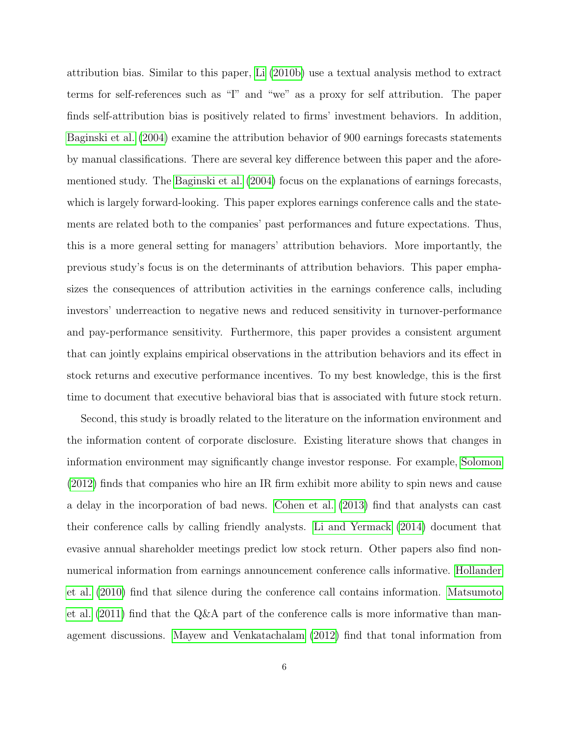attribution bias. Similar to this paper, Li (2010b) use a textual analysis method to extract terms for self-references such as "I" and "we" as a proxy for self attribution. The paper finds self-attribution bias is positively related to firms' investment behaviors. In addition, Baginski et al. (2004) examine the attribution behavior of 900 earnings forecasts statements by manual classifications. There are several key difference between this paper and the aforementioned study. The Baginski et al. (2004) focus on the explanations of earnings forecasts, which is largely forward-looking. This paper explores earnings conference calls and the statements are related both to the companies' past performances and future expectations. Thus, this is a more general setting for managers' attribution behaviors. More importantly, the previous study's focus is on the determinants of attribution behaviors. This paper emphasizes the consequences of attribution activities in the earnings conference calls, including investors' underreaction to negative news and reduced sensitivity in turnover-performance and pay-performance sensitivity. Furthermore, this paper provides a consistent argument that can jointly explains empirical observations in the attribution behaviors and its effect in stock returns and executive performance incentives. To my best knowledge, this is the first time to document that executive behavioral bias that is associated with future stock return.

Second, this study is broadly related to the literature on the information environment and the information content of corporate disclosure. Existing literature shows that changes in information environment may significantly change investor response. For example, Solomon (2012) finds that companies who hire an IR firm exhibit more ability to spin news and cause a delay in the incorporation of bad news. Cohen et al. (2013) find that analysts can cast their conference calls by calling friendly analysts. Li and Yermack (2014) document that evasive annual shareholder meetings predict low stock return. Other papers also find non-numerical information from earnings announcement conference calls informative. Hollander et al. (2010) find that silence during the conference call contains information. Matsumoto et al. (2011) find that the Q&A part of the conference calls is more informative than management discussions. Mayew and Venkatachalam (2012) find that tonal information from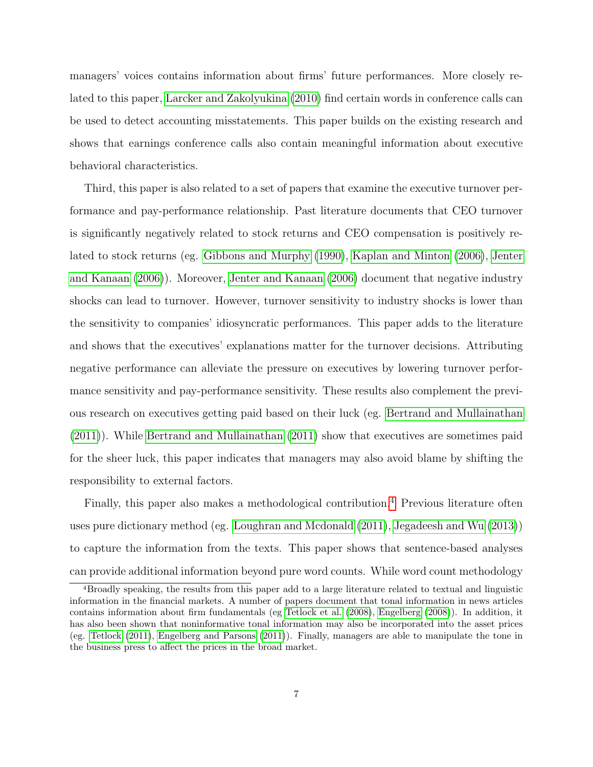managers' voices contains information about firms' future performances. More closely related to this paper, Larcker and Zakolyukina (2010) find certain words in conference calls can be used to detect accounting misstatements. This paper builds on the existing research and shows that earnings conference calls also contain meaningful information about executive behavioral characteristics.

Third, this paper is also related to a set of papers that examine the executive turnover performance and pay-performance relationship. Past literature documents that CEO turnover is significantly negatively related to stock returns and CEO compensation is positively related to stock returns (eg. Gibbons and Murphy (1990), Kaplan and Minton (2006), Jenter and Kanaan (2006)). Moreover, Jenter and Kanaan (2006) document that negative industry shocks can lead to turnover. However, turnover sensitivity to industry shocks is lower than the sensitivity to companies' idiosyncratic performances. This paper adds to the literature and shows that the executives' explanations matter for the turnover decisions. Attributing negative performance can alleviate the pressure on executives by lowering turnover performance sensitivity and pay-performance sensitivity. These results also complement the previous research on executives getting paid based on their luck (eg. Bertrand and Mullainathan (2011)). While Bertrand and Mullainathan (2011) show that executives are sometimes paid for the sheer luck, this paper indicates that managers may also avoid blame by shifting the responsibility to external factors.

Finally, this paper also makes a methodological contribution.[4] Previous literature often uses pure dictionary method (eg. Loughran and Mcdonald (2011), Jegadeesh and Wu (2013)) to capture the information from the texts. This paper shows that sentence-based analyses can provide additional information beyond pure word counts. While word count methodology

[4]Broadly speaking, the results from this paper add to a large literature related to textual and linguistic information in the financial markets. A number of papers document that tonal information in news articles contains information about firm fundamentals (eg Tetlock et al. (2008), Engelberg (2008)). In addition, it has also been shown that noninformative tonal information may also be incorporated into the asset prices (eg. Tetlock (2011), Engelberg and Parsons (2011)). Finally, managers are able to manipulate the tone in the business press to affect the prices in the broad market.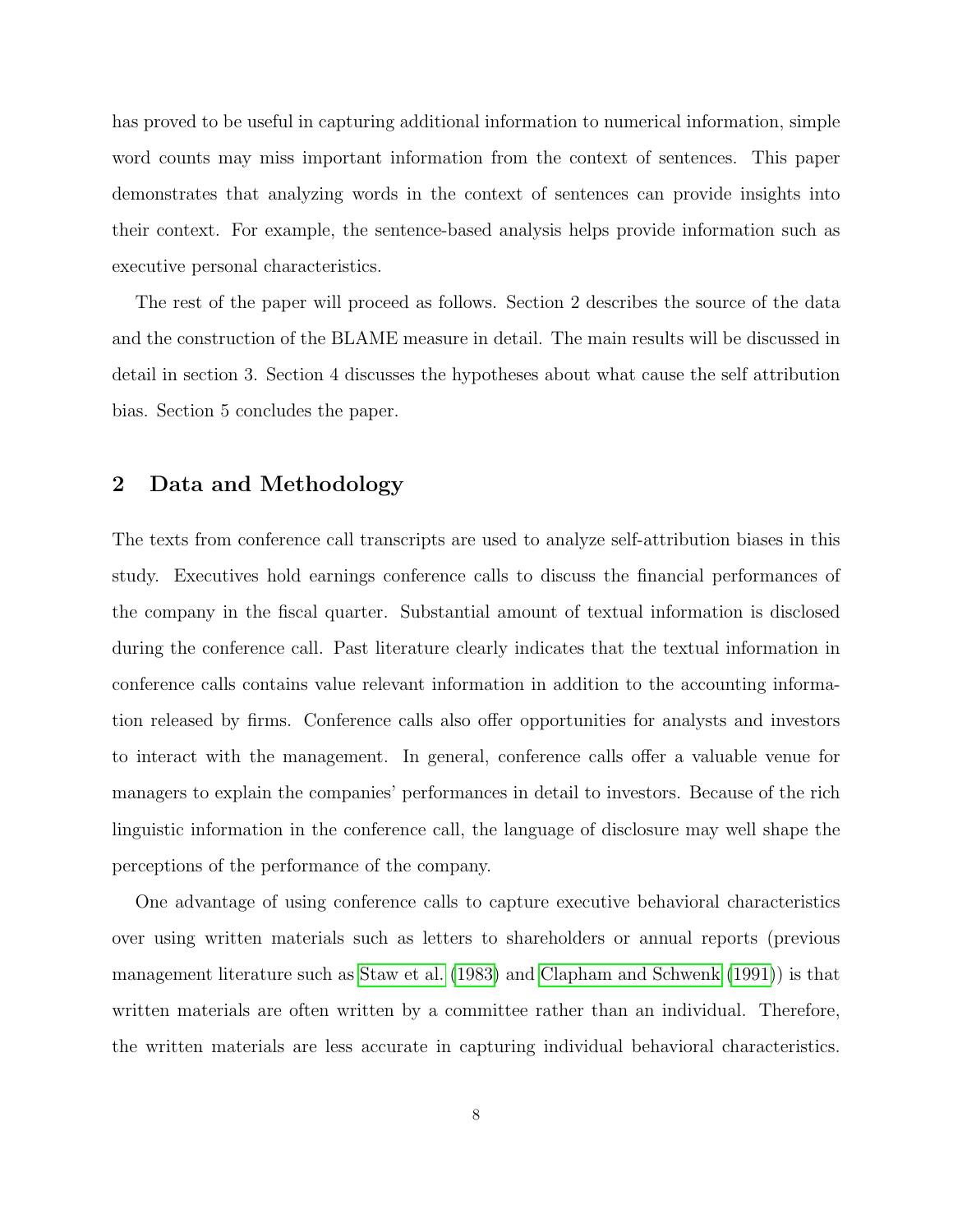has proved to be useful in capturing additional information to numerical information, simple word counts may miss important information from the context of sentences. This paper demonstrates that analyzing words in the context of sentences can provide insights into their context. For example, the sentence-based analysis helps provide information such as executive personal characteristics.

The rest of the paper will proceed as follows. Section 2 describes the source of the data and the construction of the BLAME measure in detail. The main results will be discussed in detail in section 3. Section 4 discusses the hypotheses about what cause the self attribution bias. Section 5 concludes the paper.

## 2 Data and Methodology

The texts from conference call transcripts are used to analyze self-attribution biases in this study. Executives hold earnings conference calls to discuss the financial performances of the company in the fiscal quarter. Substantial amount of textual information is disclosed during the conference call. Past literature clearly indicates that the textual information in conference calls contains value relevant information in addition to the accounting information released by firms. Conference calls also offer opportunities for analysts and investors to interact with the management. In general, conference calls offer a valuable venue for managers to explain the companies' performances in detail to investors. Because of the rich linguistic information in the conference call, the language of disclosure may well shape the perceptions of the performance of the company.

One advantage of using conference calls to capture executive behavioral characteristics over using written materials such as letters to shareholders or annual reports (previous management literature such as Staw et al. (1983) and Clapham and Schwenk (1991)) is that written materials are often written by a committee rather than an individual. Therefore, the written materials are less accurate in capturing individual behavioral characteristics.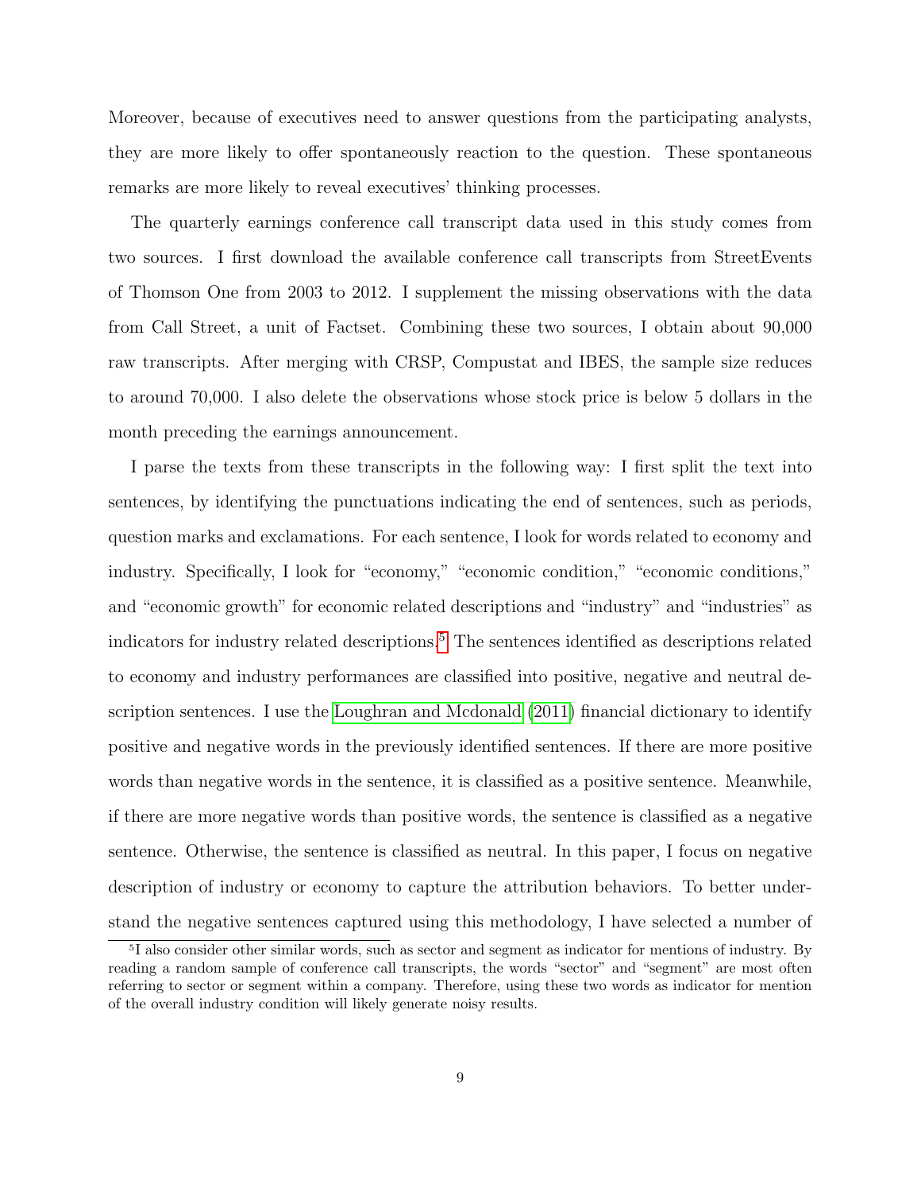Moreover, because of executives need to answer questions from the participating analysts, they are more likely to offer spontaneously reaction to the question. These spontaneous remarks are more likely to reveal executives' thinking processes.

The quarterly earnings conference call transcript data used in this study comes from two sources. I first download the available conference call transcripts from StreetEvents of Thomson One from 2003 to 2012. I supplement the missing observations with the data from Call Street, a unit of Factset. Combining these two sources, I obtain about 90,000 raw transcripts. After merging with CRSP, Compustat and IBES, the sample size reduces to around 70,000. I also delete the observations whose stock price is below 5 dollars in the month preceding the earnings announcement.

I parse the texts from these transcripts in the following way: I first split the text into sentences, by identifying the punctuations indicating the end of sentences, such as periods, question marks and exclamations. For each sentence, I look for words related to economy and industry. Specifically, I look for "economy," "economic condition," "economic conditions," and "economic growth" for economic related descriptions and "industry" and "industries" as indicators for industry related descriptions.[5] The sentences identified as descriptions related to economy and industry performances are classified into positive, negative and neutral description sentences. I use the Loughran and Mcdonald (2011) financial dictionary to identify positive and negative words in the previously identified sentences. If there are more positive words than negative words in the sentence, it is classified as a positive sentence. Meanwhile, if there are more negative words than positive words, the sentence is classified as a negative sentence. Otherwise, the sentence is classified as neutral. In this paper, I focus on negative description of industry or economy to capture the attribution behaviors. To better understand the negative sentences captured using this methodology, I have selected a number of

[5] I also consider other similar words, such as sector and segment as indicator for mentions of industry. By reading a random sample of conference call transcripts, the words "sector" and "segment" are most often referring to sector or segment within a company. Therefore, using these two words as indicator for mention of the overall industry condition will likely generate noisy results.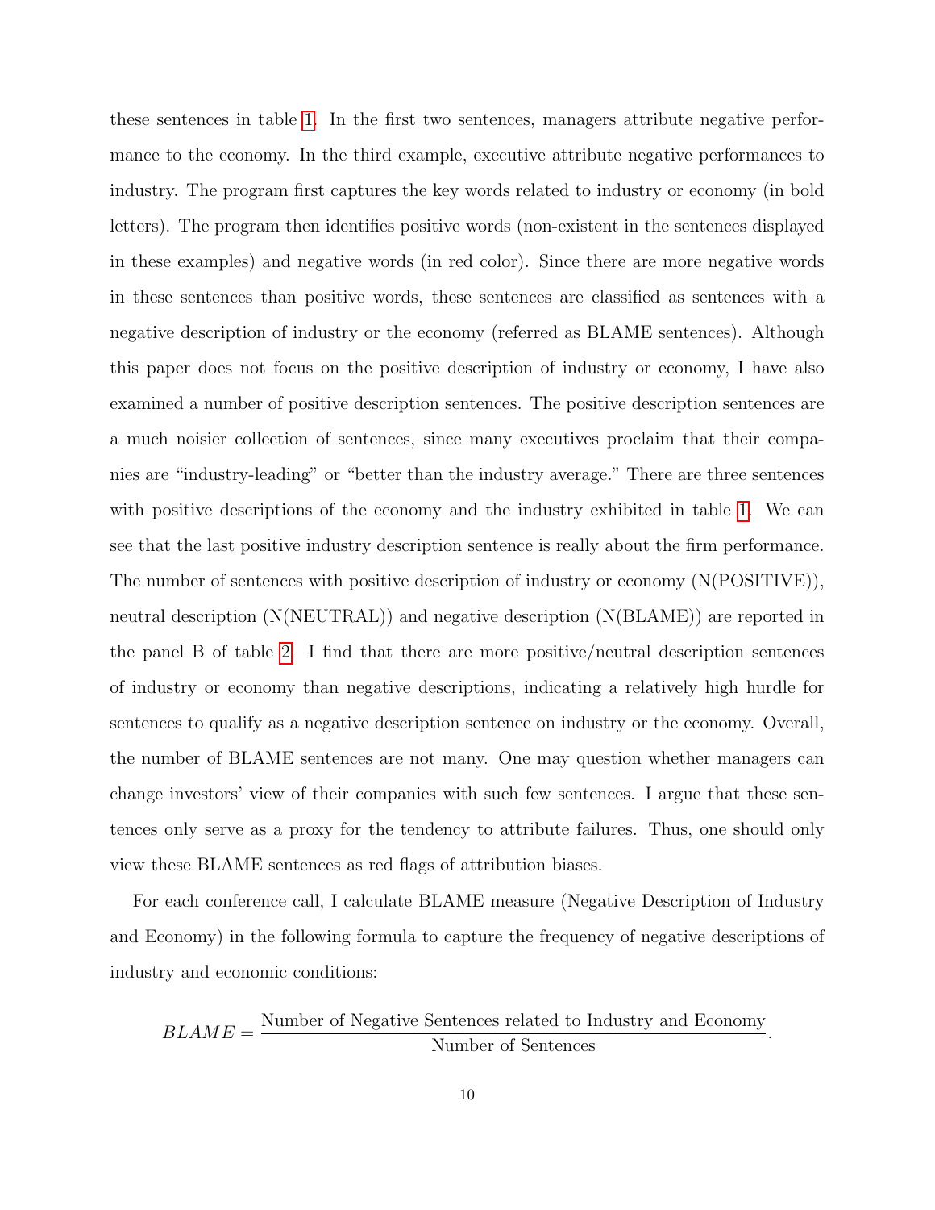these sentences in table 1. In the first two sentences, managers attribute negative performance to the economy. In the third example, executive attribute negative performances to industry. The program first captures the key words related to industry or economy (in bold letters). The program then identifies positive words (non-existent in the sentences displayed in these examples) and negative words (in red color). Since there are more negative words in these sentences than positive words, these sentences are classified as sentences with a negative description of industry or the economy (referred as BLAME sentences). Although this paper does not focus on the positive description of industry or economy, I have also examined a number of positive description sentences. The positive description sentences are a much noisier collection of sentences, since many executives proclaim that their companies are "industry-leading" or "better than the industry average." There are three sentences with positive descriptions of the economy and the industry exhibited in table 1. We can see that the last positive industry description sentence is really about the firm performance. The number of sentences with positive description of industry or economy (N(POSITIVE)), neutral description (N(NEUTRAL)) and negative description (N(BLAME)) are reported in the panel B of table 2. I find that there are more positive/neutral description sentences of industry or economy than negative descriptions, indicating a relatively high hurdle for sentences to qualify as a negative description sentence on industry or the economy. Overall, the number of BLAME sentences are not many. One may question whether managers can change investors' view of their companies with such few sentences. I argue that these sentences only serve as a proxy for the tendency to attribute failures. Thus, one should only view these BLAME sentences as red flags of attribution biases.

For each conference call, I calculate BLAME measure (Negative Description of Industry and Economy) in the following formula to capture the frequency of negative descriptions of industry and economic conditions:

$$BLAME = \frac{\text{Number of Negative Sentences related to Industry and Economy}}{\text{Number of Sentences}}.$$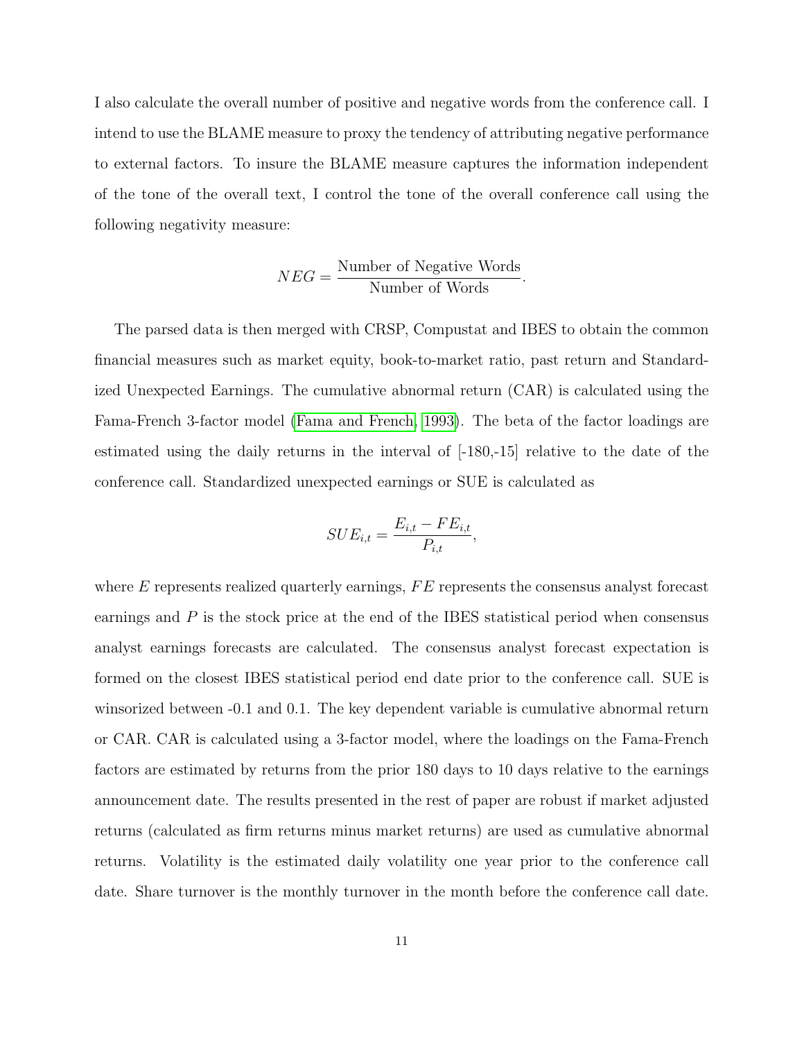I also calculate the overall number of positive and negative words from the conference call. I intend to use the BLAME measure to proxy the tendency of attributing negative performance to external factors. To insure the BLAME measure captures the information independent of the tone of the overall text, I control the tone of the overall conference call using the following negativity measure:

$$NEG = \frac{\text{Number of Negative Words}}{\text{Number of Words}}.$$

The parsed data is then merged with CRSP, Compustat and IBES to obtain the common financial measures such as market equity, book-to-market ratio, past return and Standardized Unexpected Earnings. The cumulative abnormal return (CAR) is calculated using the Fama-French 3-factor model (Fama and French, 1993). The beta of the factor loadings are estimated using the daily returns in the interval of [-180,-15] relative to the date of the conference call. Standardized unexpected earnings or SUE is calculated as

$$SUE_{i,t} = \frac{E_{i,t} - FE_{i,t}}{P_{i,t}},$$

where $E$ represents realized quarterly earnings, $FE$ represents the consensus analyst forecast earnings and $P$ is the stock price at the end of the IBES statistical period when consensus analyst earnings forecasts are calculated. The consensus analyst forecast expectation is formed on the closest IBES statistical period end date prior to the conference call. SUE is winsorized between -0.1 and 0.1. The key dependent variable is cumulative abnormal return or CAR. CAR is calculated using a 3-factor model, where the loadings on the Fama-French factors are estimated by returns from the prior 180 days to 10 days relative to the earnings announcement date. The results presented in the rest of paper are robust if market adjusted returns (calculated as firm returns minus market returns) are used as cumulative abnormal returns. Volatility is the estimated daily volatility one year prior to the conference call date. Share turnover is the monthly turnover in the month before the conference call date.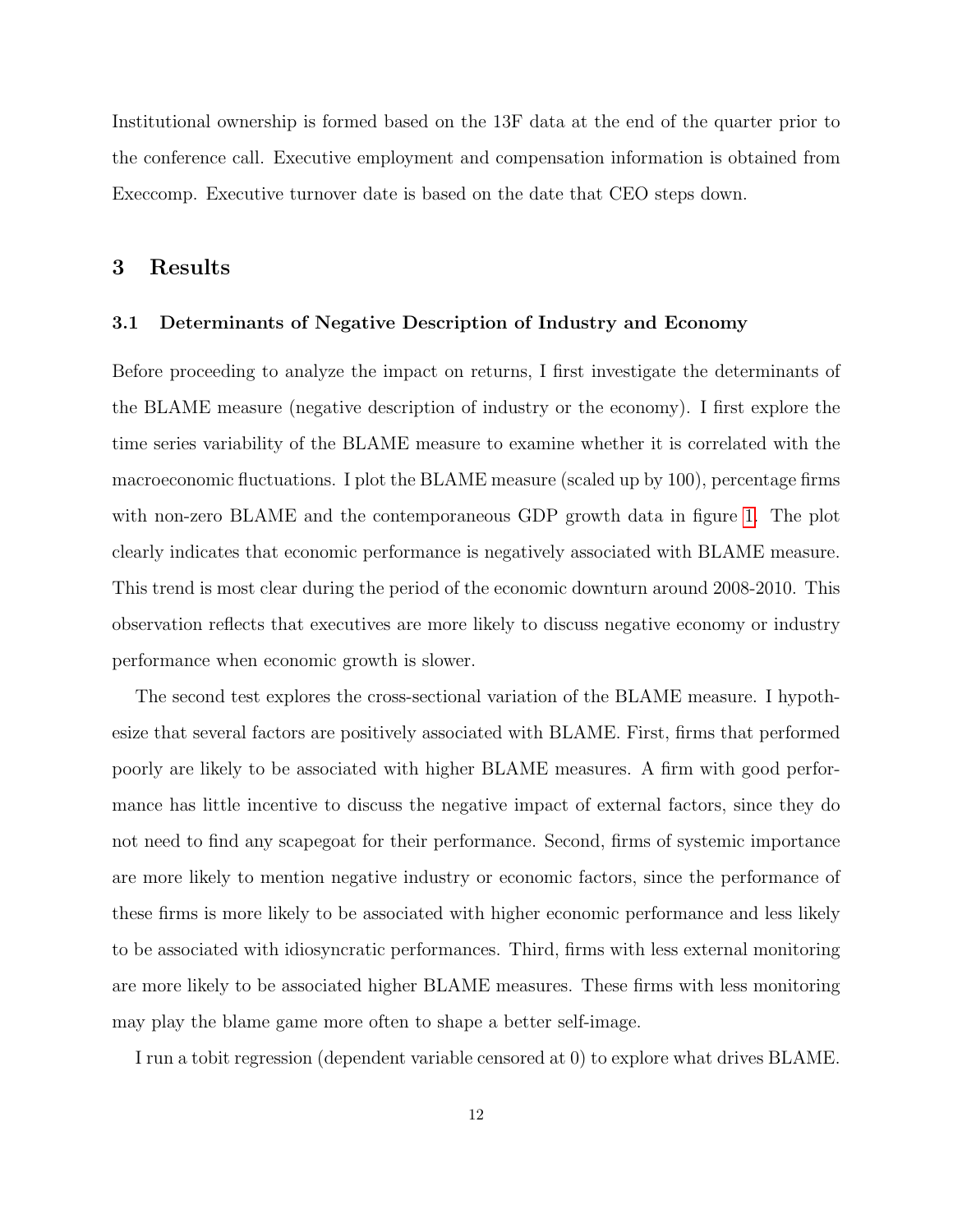Institutional ownership is formed based on the 13F data at the end of the quarter prior to the conference call. Executive employment and compensation information is obtained from Execcomp. Executive turnover date is based on the date that CEO steps down.

# 3 Results

## 3.1 Determinants of Negative Description of Industry and Economy

Before proceeding to analyze the impact on returns, I first investigate the determinants of the BLAME measure (negative description of industry or the economy). I first explore the time series variability of the BLAME measure to examine whether it is correlated with the macroeconomic fluctuations. I plot the BLAME measure (scaled up by 100), percentage firms with non-zero BLAME and the contemporaneous GDP growth data in figure 1. The plot clearly indicates that economic performance is negatively associated with BLAME measure. This trend is most clear during the period of the economic downturn around 2008-2010. This observation reflects that executives are more likely to discuss negative economy or industry performance when economic growth is slower.

The second test explores the cross-sectional variation of the BLAME measure. I hypothesize that several factors are positively associated with BLAME. First, firms that performed poorly are likely to be associated with higher BLAME measures. A firm with good performance has little incentive to discuss the negative impact of external factors, since they do not need to find any scapegoat for their performance. Second, firms of systemic importance are more likely to mention negative industry or economic factors, since the performance of these firms is more likely to be associated with higher economic performance and less likely to be associated with idiosyncratic performances. Third, firms with less external monitoring are more likely to be associated higher BLAME measures. These firms with less monitoring may play the blame game more often to shape a better self-image.

I run a tobit regression (dependent variable censored at 0) to explore what drives BLAME.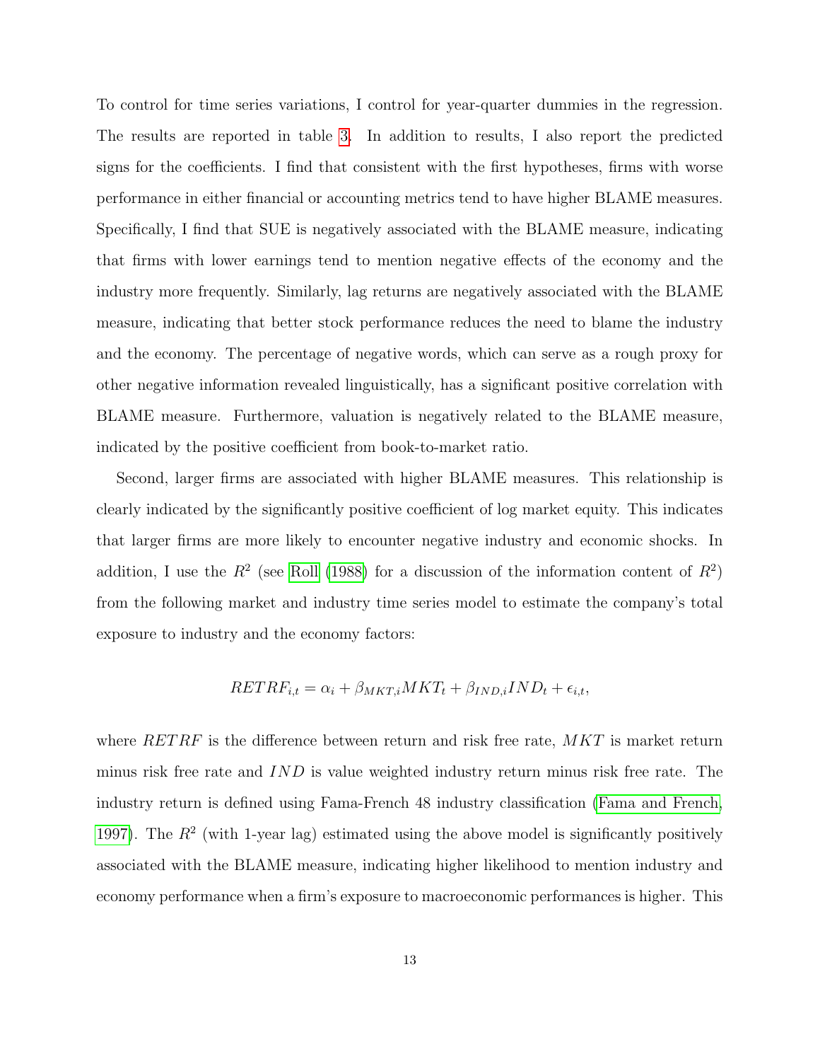To control for time series variations, I control for year-quarter dummies in the regression. The results are reported in table 3. In addition to results, I also report the predicted signs for the coefficients. I find that consistent with the first hypotheses, firms with worse performance in either financial or accounting metrics tend to have higher BLAME measures. Specifically, I find that SUE is negatively associated with the BLAME measure, indicating that firms with lower earnings tend to mention negative effects of the economy and the industry more frequently. Similarly, lag returns are negatively associated with the BLAME measure, indicating that better stock performance reduces the need to blame the industry and the economy. The percentage of negative words, which can serve as a rough proxy for other negative information revealed linguistically, has a significant positive correlation with BLAME measure. Furthermore, valuation is negatively related to the BLAME measure, indicated by the positive coefficient from book-to-market ratio.

Second, larger firms are associated with higher BLAME measures. This relationship is clearly indicated by the significantly positive coefficient of log market equity. This indicates that larger firms are more likely to encounter negative industry and economic shocks. In addition, I use the $R^2$ (see Roll (1988) for a discussion of the information content of $R^2$) from the following market and industry time series model to estimate the company's total exposure to industry and the economy factors:

$$RETRF_{i,t} = \alpha_i + \beta_{MKT,i} MKT_t + \beta_{IND,i} IND_t + \epsilon_{i,t},$$

where $RETRF$ is the difference between return and risk free rate, $MKT$ is market return minus risk free rate and $IND$ is value weighted industry return minus risk free rate. The industry return is defined using Fama-French 48 industry classification (Fama and French, 1997). The $R^2$ (with 1-year lag) estimated using the above model is significantly positively associated with the BLAME measure, indicating higher likelihood to mention industry and economy performance when a firm's exposure to macroeconomic performances is higher. This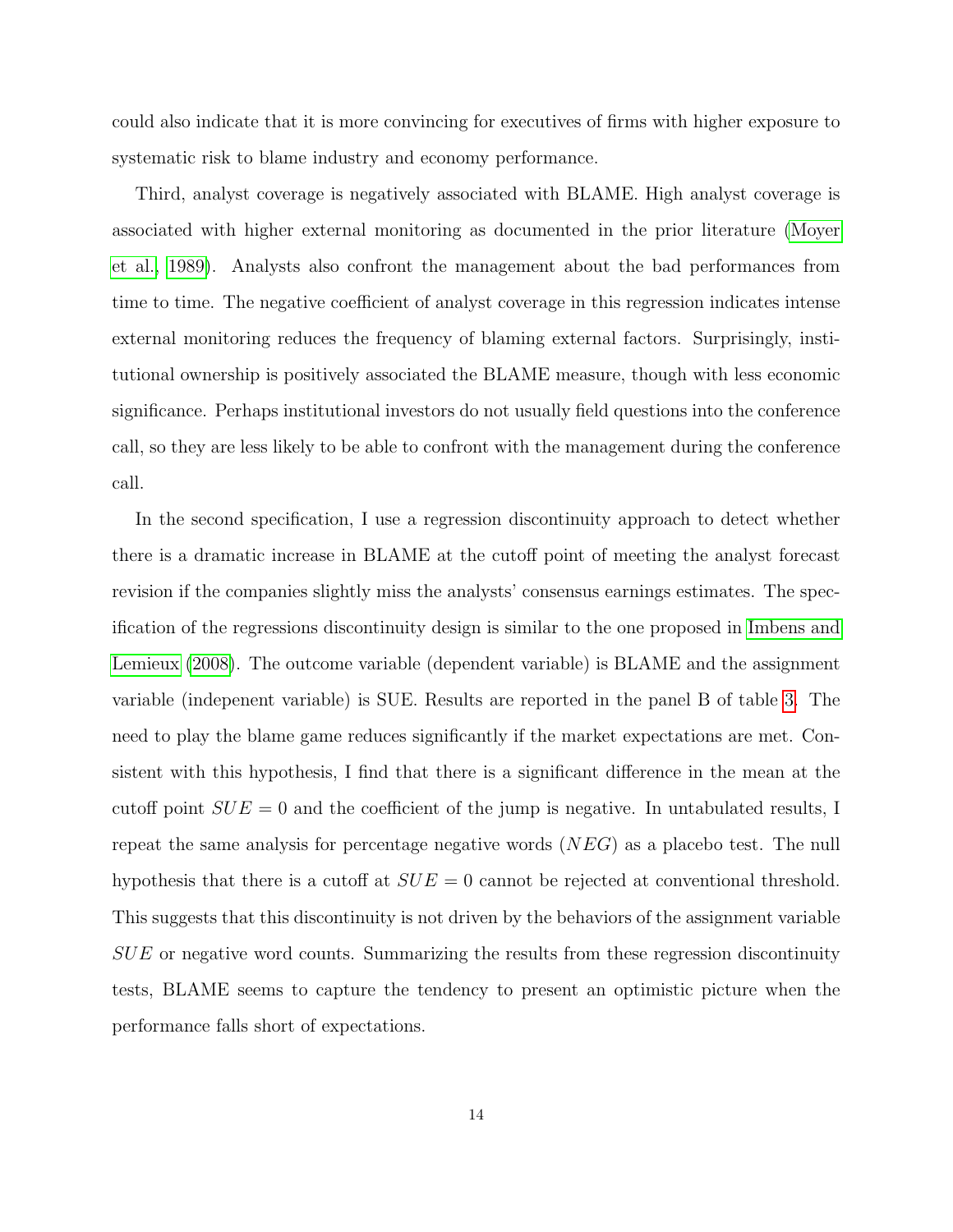could also indicate that it is more convincing for executives of firms with higher exposure to systematic risk to blame industry and economy performance.

Third, analyst coverage is negatively associated with BLAME. High analyst coverage is associated with higher external monitoring as documented in the prior literature (Moyer et al., 1989). Analysts also confront the management about the bad performances from time to time. The negative coefficient of analyst coverage in this regression indicates intense external monitoring reduces the frequency of blaming external factors. Surprisingly, institutional ownership is positively associated the BLAME measure, though with less economic significance. Perhaps institutional investors do not usually field questions into the conference call, so they are less likely to be able to confront with the management during the conference call.

In the second specification, I use a regression discontinuity approach to detect whether there is a dramatic increase in BLAME at the cutoff point of meeting the analyst forecast revision if the companies slightly miss the analysts' consensus earnings estimates. The specification of the regressions discontinuity design is similar to the one proposed in Imbens and Lemieux (2008). The outcome variable (dependent variable) is BLAME and the assignment variable (indepenent variable) is SUE. Results are reported in the panel B of table 3. The need to play the blame game reduces significantly if the market expectations are met. Consistent with this hypothesis, I find that there is a significant difference in the mean at the cutoff point $SUE = 0$ and the coefficient of the jump is negative. In untabulated results, I repeat the same analysis for percentage negative words ($NEG$) as a placebo test. The null hypothesis that there is a cutoff at $SUE = 0$ cannot be rejected at conventional threshold. This suggests that this discontinuity is not driven by the behaviors of the assignment variable $SUE$ or negative word counts. Summarizing the results from these regression discontinuity tests, BLAME seems to capture the tendency to present an optimistic picture when the performance falls short of expectations.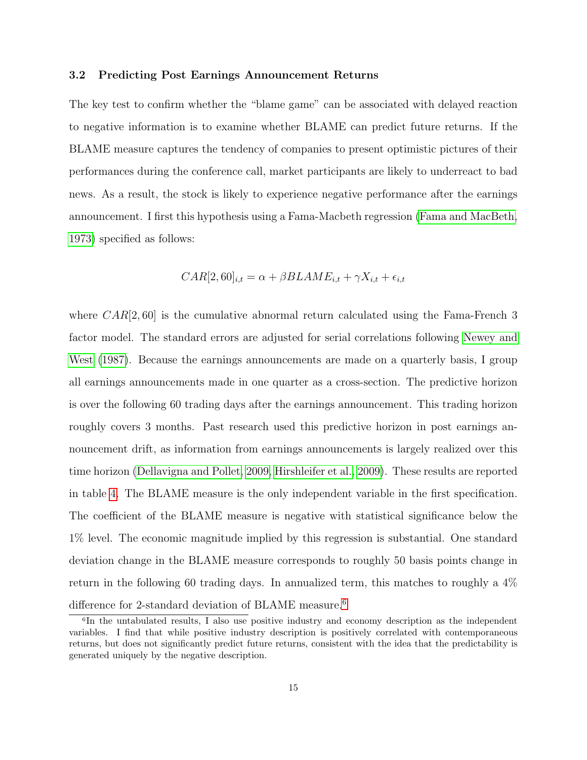### 3.2 Predicting Post Earnings Announcement Returns

The key test to confirm whether the "blame game" can be associated with delayed reaction to negative information is to examine whether BLAME can predict future returns. If the BLAME measure captures the tendency of companies to present optimistic pictures of their performances during the conference call, market participants are likely to underreact to bad news. As a result, the stock is likely to experience negative performance after the earnings announcement. I first this hypothesis using a Fama-Macbeth regression (Fama and MacBeth, 1973) specified as follows:

$$CAR[2, 60]_{i,t} = \alpha + \beta BLAME_{i,t} + \gamma X_{i,t} + \epsilon_{i,t}$$

where $CAR[2, 60]$ is the cumulative abnormal return calculated using the Fama-French 3 factor model. The standard errors are adjusted for serial correlations following Newey and West (1987). Because the earnings announcements are made on a quarterly basis, I group all earnings announcements made in one quarter as a cross-section. The predictive horizon is over the following 60 trading days after the earnings announcement. This trading horizon roughly covers 3 months. Past research used this predictive horizon in post earnings announcement drift, as information from earnings announcements is largely realized over this time horizon (Dellavigna and Pollet, 2009, Hirshleifer et al., 2009). These results are reported in table 4. The BLAME measure is the only independent variable in the first specification. The coefficient of the BLAME measure is negative with statistical significance below the 1% level. The economic magnitude implied by this regression is substantial. One standard deviation change in the BLAME measure corresponds to roughly 50 basis points change in return in the following 60 trading days. In annualized term, this matches to roughly a 4% difference for 2-standard deviation of BLAME measure.[6]

[6] In the untabulated results, I also use positive industry and economy description as the independent variables. I find that while positive industry description is positively correlated with contemporaneous returns, but does not significantly predict future returns, consistent with the idea that the predictability is generated uniquely by the negative description.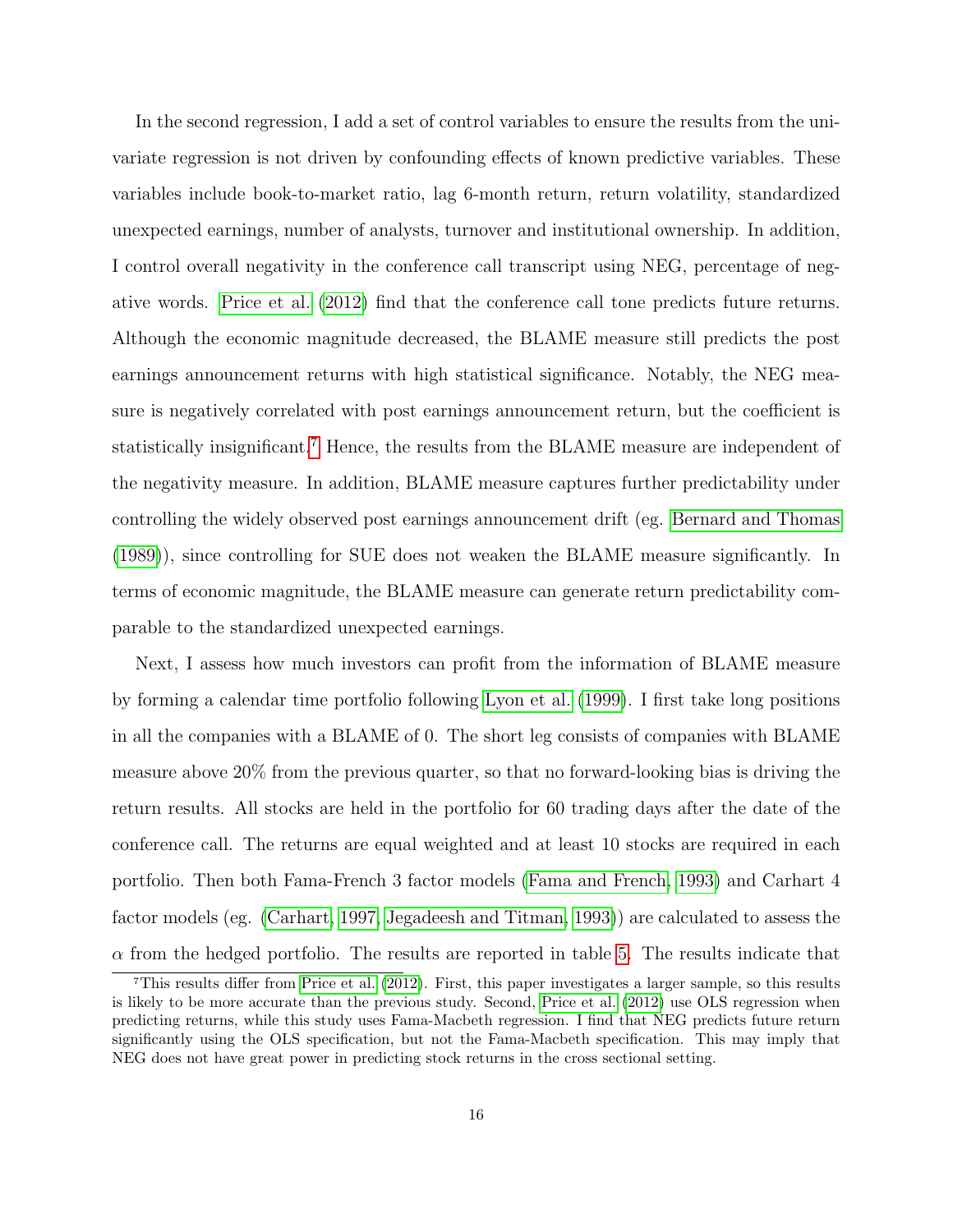In the second regression, I add a set of control variables to ensure the results from the univariate regression is not driven by confounding effects of known predictive variables. These variables include book-to-market ratio, lag 6-month return, return volatility, standardized unexpected earnings, number of analysts, turnover and institutional ownership. In addition, I control overall negativity in the conference call transcript using NEG, percentage of negative words. Price et al. (2012) find that the conference call tone predicts future returns. Although the economic magnitude decreased, the BLAME measure still predicts the post earnings announcement returns with high statistical significance. Notably, the NEG measure is negatively correlated with post earnings announcement return, but the coefficient is statistically insignificant.[7] Hence, the results from the BLAME measure are independent of the negativity measure. In addition, BLAME measure captures further predictability under controlling the widely observed post earnings announcement drift (eg. Bernard and Thomas (1989)), since controlling for SUE does not weaken the BLAME measure significantly. In terms of economic magnitude, the BLAME measure can generate return predictability comparable to the standardized unexpected earnings.

Next, I assess how much investors can profit from the information of BLAME measure by forming a calendar time portfolio following Lyon et al. (1999). I first take long positions in all the companies with a BLAME of 0. The short leg consists of companies with BLAME measure above 20% from the previous quarter, so that no forward-looking bias is driving the return results. All stocks are held in the portfolio for 60 trading days after the date of the conference call. The returns are equal weighted and at least 10 stocks are required in each portfolio. Then both Fama-French 3 factor models (Fama and French, 1993) and Carhart 4 factor models (eg. (Carhart, 1997, Jegadeesh and Titman, 1993)) are calculated to assess the $\alpha$ from the hedged portfolio. The results are reported in table 5. The results indicate that

[7] This results differ from Price et al. (2012). First, this paper investigates a larger sample, so this results is likely to be more accurate than the previous study. Second, Price et al. (2012) use OLS regression when predicting returns, while this study uses Fama-Macbeth regression. I find that NEG predicts future return significantly using the OLS specification, but not the Fama-Macbeth specification. This may imply that NEG does not have great power in predicting stock returns in the cross sectional setting.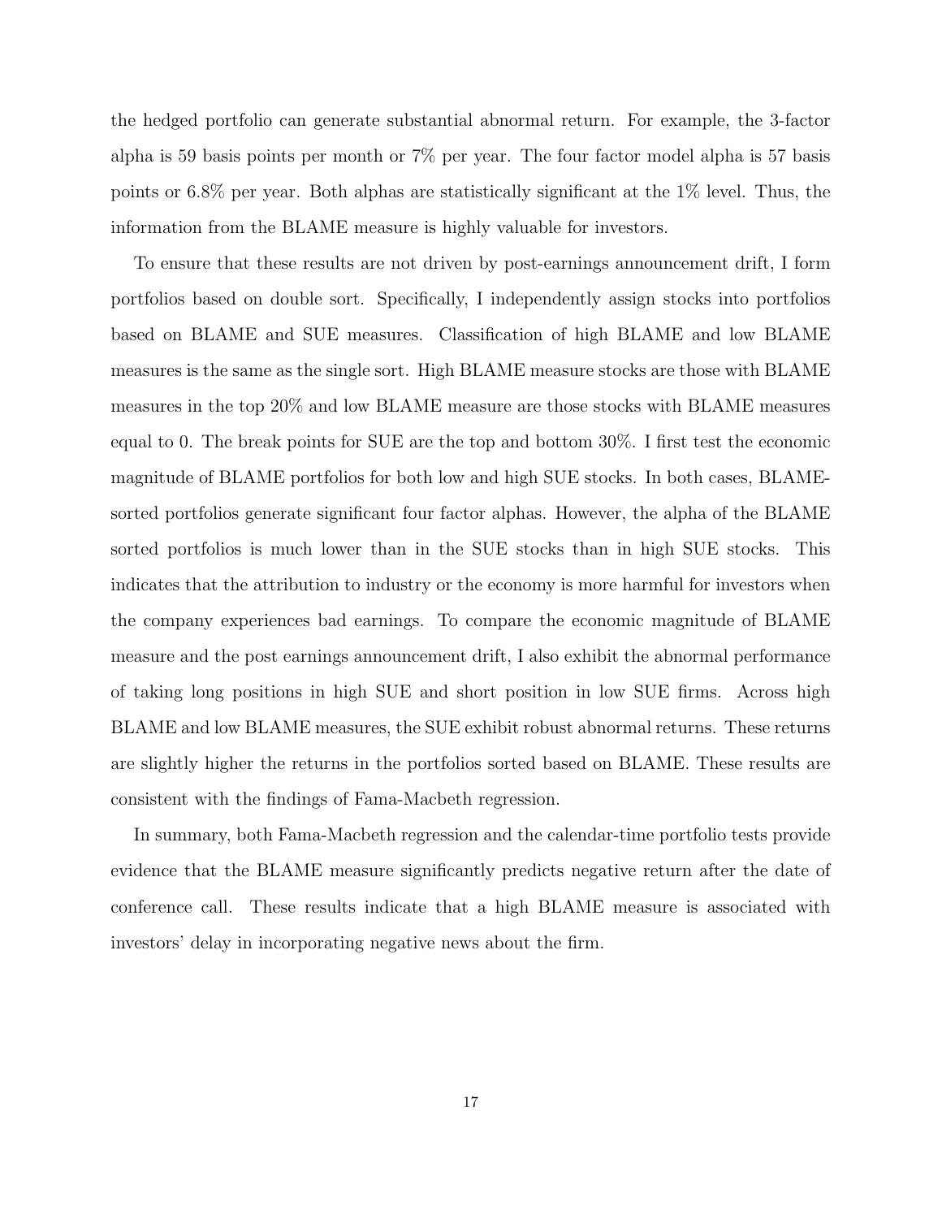the hedged portfolio can generate substantial abnormal return. For example, the 3-factor alpha is 59 basis points per month or 7% per year. The four factor model alpha is 57 basis points or 6.8% per year. Both alphas are statistically significant at the 1% level. Thus, the information from the BLAME measure is highly valuable for investors.

To ensure that these results are not driven by post-earnings announcement drift, I form portfolios based on double sort. Specifically, I independently assign stocks into portfolios based on BLAME and SUE measures. Classification of high BLAME and low BLAME measures is the same as the single sort. High BLAME measure stocks are those with BLAME measures in the top 20% and low BLAME measure are those stocks with BLAME measures equal to 0. The break points for SUE are the top and bottom 30%. I first test the economic magnitude of BLAME portfolios for both low and high SUE stocks. In both cases, BLAME-sorted portfolios generate significant four factor alphas. However, the alpha of the BLAME sorted portfolios is much lower than in the SUE stocks than in high SUE stocks. This indicates that the attribution to industry or the economy is more harmful for investors when the company experiences bad earnings. To compare the economic magnitude of BLAME measure and the post earnings announcement drift, I also exhibit the abnormal performance of taking long positions in high SUE and short position in low SUE firms. Across high BLAME and low BLAME measures, the SUE exhibit robust abnormal returns. These returns are slightly higher the returns in the portfolios sorted based on BLAME. These results are consistent with the findings of Fama-Macbeth regression.

In summary, both Fama-Macbeth regression and the calendar-time portfolio tests provide evidence that the BLAME measure significantly predicts negative return after the date of conference call. These results indicate that a high BLAME measure is associated with investors' delay in incorporating negative news about the firm.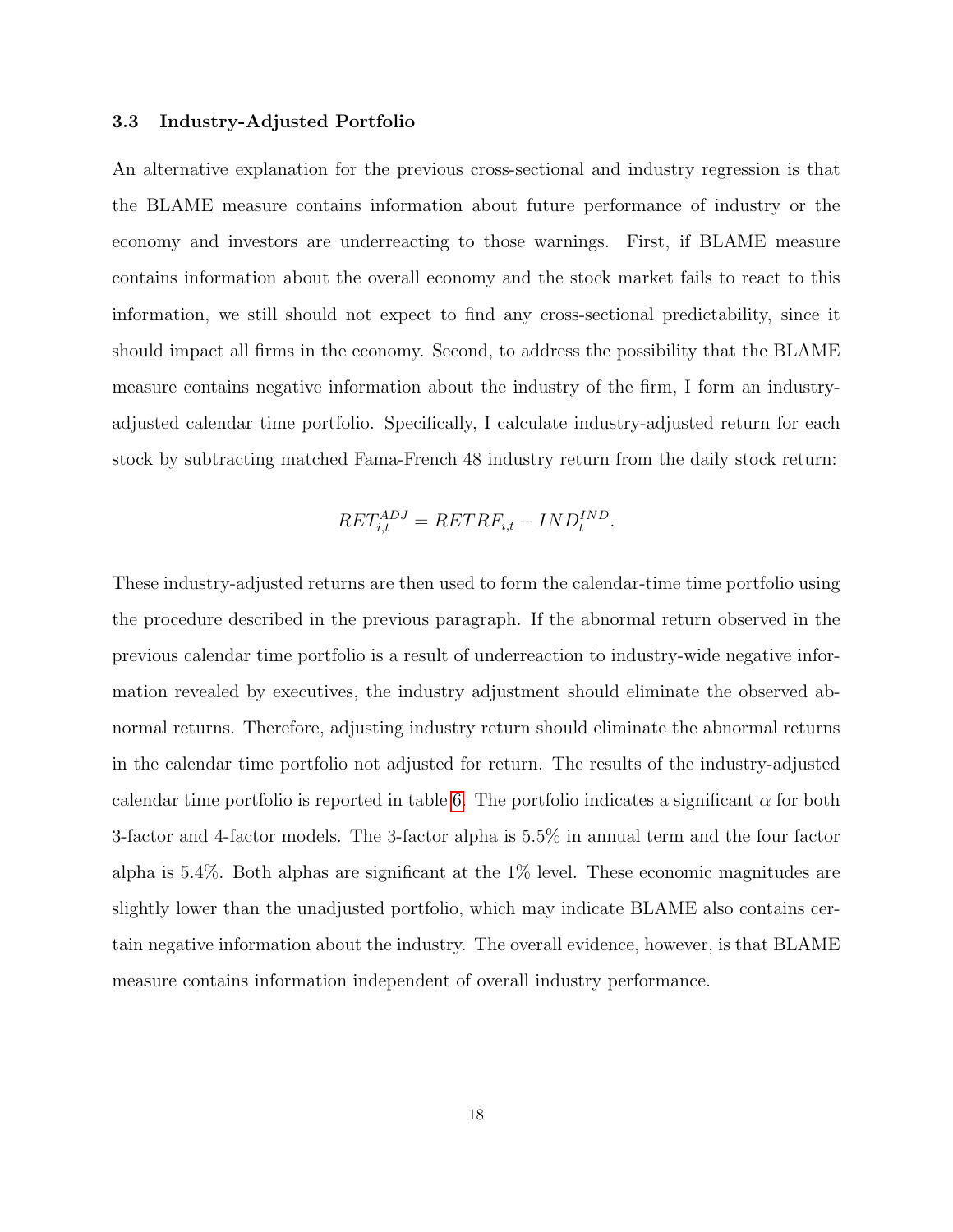### 3.3 Industry-Adjusted Portfolio

An alternative explanation for the previous cross-sectional and industry regression is that the BLAME measure contains information about future performance of industry or the economy and investors are underreacting to those warnings. First, if BLAME measure contains information about the overall economy and the stock market fails to react to this information, we still should not expect to find any cross-sectional predictability, since it should impact all firms in the economy. Second, to address the possibility that the BLAME measure contains negative information about the industry of the firm, I form an industry-adjusted calendar time portfolio. Specifically, I calculate industry-adjusted return for each stock by subtracting matched Fama-French 48 industry return from the daily stock return:

$$RET_{i,t}^{ADJ} = RETRF_{i,t} - IND_t^{IND}.$$

These industry-adjusted returns are then used to form the calendar-time time portfolio using the procedure described in the previous paragraph. If the abnormal return observed in the previous calendar time portfolio is a result of underreaction to industry-wide negative information revealed by executives, the industry adjustment should eliminate the observed abnormal returns. Therefore, adjusting industry return should eliminate the abnormal returns in the calendar time portfolio not adjusted for return. The results of the industry-adjusted calendar time portfolio is reported in table 6. The portfolio indicates a significant $\alpha$ for both 3-factor and 4-factor models. The 3-factor alpha is 5.5% in annual term and the four factor alpha is 5.4%. Both alphas are significant at the 1% level. These economic magnitudes are slightly lower than the unadjusted portfolio, which may indicate BLAME also contains certain negative information about the industry. The overall evidence, however, is that BLAME measure contains information independent of overall industry performance.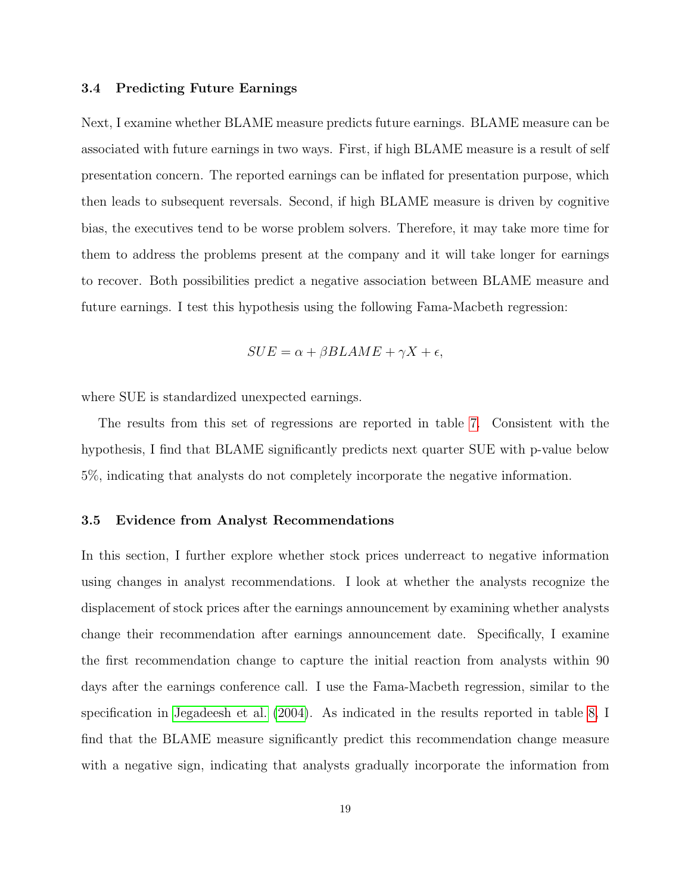### 3.4 Predicting Future Earnings

Next, I examine whether BLAME measure predicts future earnings. BLAME measure can be associated with future earnings in two ways. First, if high BLAME measure is a result of self presentation concern. The reported earnings can be inflated for presentation purpose, which then leads to subsequent reversals. Second, if high BLAME measure is driven by cognitive bias, the executives tend to be worse problem solvers. Therefore, it may take more time for them to address the problems present at the company and it will take longer for earnings to recover. Both possibilities predict a negative association between BLAME measure and future earnings. I test this hypothesis using the following Fama-Macbeth regression:

$$SUE = \alpha + \beta BLAME + \gamma X + \epsilon,$$

where SUE is standardized unexpected earnings.

The results from this set of regressions are reported in table 7. Consistent with the hypothesis, I find that BLAME significantly predicts next quarter SUE with p-value below 5%, indicating that analysts do not completely incorporate the negative information.

### 3.5 Evidence from Analyst Recommendations

In this section, I further explore whether stock prices underreact to negative information using changes in analyst recommendations. I look at whether the analysts recognize the displacement of stock prices after the earnings announcement by examining whether analysts change their recommendation after earnings announcement date. Specifically, I examine the first recommendation change to capture the initial reaction from analysts within 90 days after the earnings conference call. I use the Fama-Macbeth regression, similar to the specification in Jegadeesh et al. (2004). As indicated in the results reported in table 8, I find that the BLAME measure significantly predict this recommendation change measure with a negative sign, indicating that analysts gradually incorporate the information from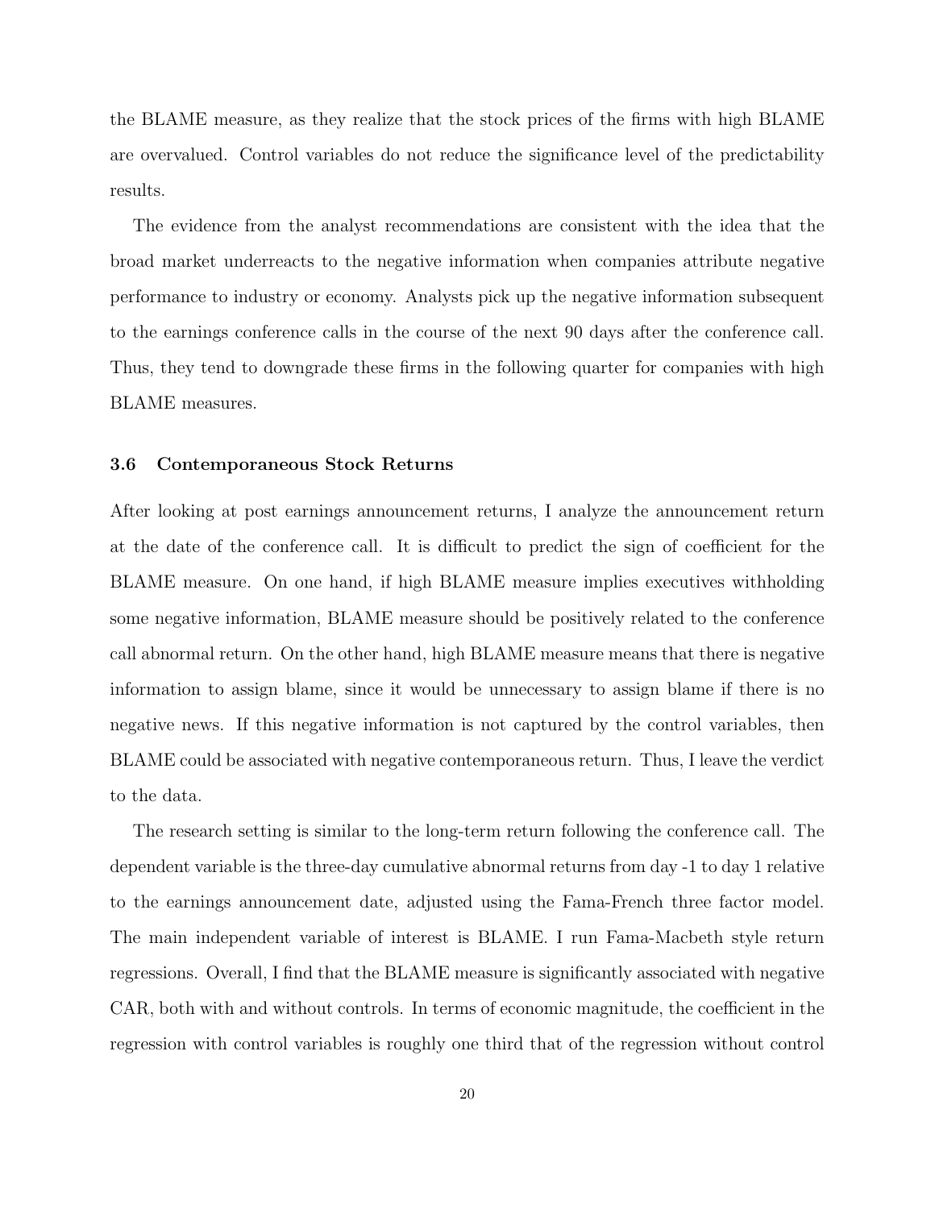the BLAME measure, as they realize that the stock prices of the firms with high BLAME are overvalued. Control variables do not reduce the significance level of the predictability results.

The evidence from the analyst recommendations are consistent with the idea that the broad market underreacts to the negative information when companies attribute negative performance to industry or economy. Analysts pick up the negative information subsequent to the earnings conference calls in the course of the next 90 days after the conference call. Thus, they tend to downgrade these firms in the following quarter for companies with high BLAME measures.

### 3.6 Contemporaneous Stock Returns

After looking at post earnings announcement returns, I analyze the announcement return at the date of the conference call. It is difficult to predict the sign of coefficient for the BLAME measure. On one hand, if high BLAME measure implies executives withholding some negative information, BLAME measure should be positively related to the conference call abnormal return. On the other hand, high BLAME measure means that there is negative information to assign blame, since it would be unnecessary to assign blame if there is no negative news. If this negative information is not captured by the control variables, then BLAME could be associated with negative contemporaneous return. Thus, I leave the verdict to the data.

The research setting is similar to the long-term return following the conference call. The dependent variable is the three-day cumulative abnormal returns from day -1 to day 1 relative to the earnings announcement date, adjusted using the Fama-French three factor model. The main independent variable of interest is BLAME. I run Fama-Macbeth style return regressions. Overall, I find that the BLAME measure is significantly associated with negative CAR, both with and without controls. In terms of economic magnitude, the coefficient in the regression with control variables is roughly one third that of the regression without control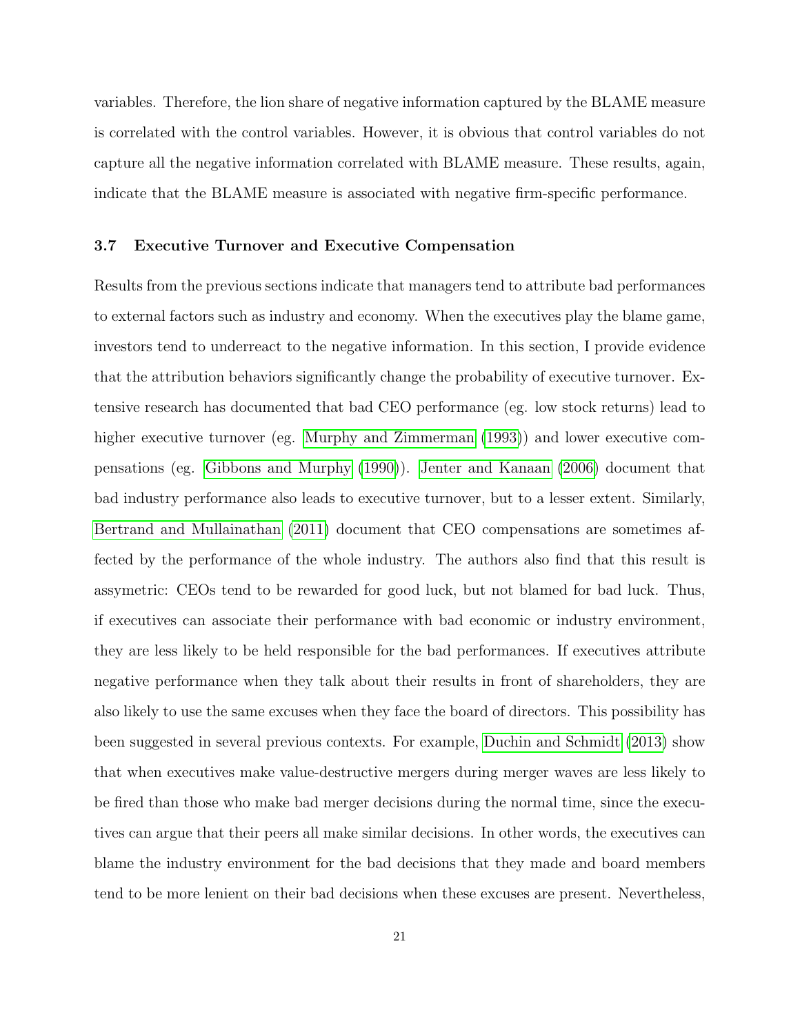variables. Therefore, the lion share of negative information captured by the BLAME measure is correlated with the control variables. However, it is obvious that control variables do not capture all the negative information correlated with BLAME measure. These results, again, indicate that the BLAME measure is associated with negative firm-specific performance.

### 3.7 Executive Turnover and Executive Compensation

Results from the previous sections indicate that managers tend to attribute bad performances to external factors such as industry and economy. When the executives play the blame game, investors tend to underreact to the negative information. In this section, I provide evidence that the attribution behaviors significantly change the probability of executive turnover. Extensive research has documented that bad CEO performance (eg. low stock returns) lead to higher executive turnover (eg. Murphy and Zimmerman (1993)) and lower executive compensations (eg. Gibbons and Murphy (1990)). Jenter and Kanaan (2006) document that bad industry performance also leads to executive turnover, but to a lesser extent. Similarly, Bertrand and Mullainathan (2011) document that CEO compensations are sometimes affected by the performance of the whole industry. The authors also find that this result is assymetric: CEOs tend to be rewarded for good luck, but not blamed for bad luck. Thus, if executives can associate their performance with bad economic or industry environment, they are less likely to be held responsible for the bad performances. If executives attribute negative performance when they talk about their results in front of shareholders, they are also likely to use the same excuses when they face the board of directors. This possibility has been suggested in several previous contexts. For example, Duchin and Schmidt (2013) show that when executives make value-destructive mergers during merger waves are less likely to be fired than those who make bad merger decisions during the normal time, since the executives can argue that their peers all make similar decisions. In other words, the executives can blame the industry environment for the bad decisions that they made and board members tend to be more lenient on their bad decisions when these excuses are present. Nevertheless,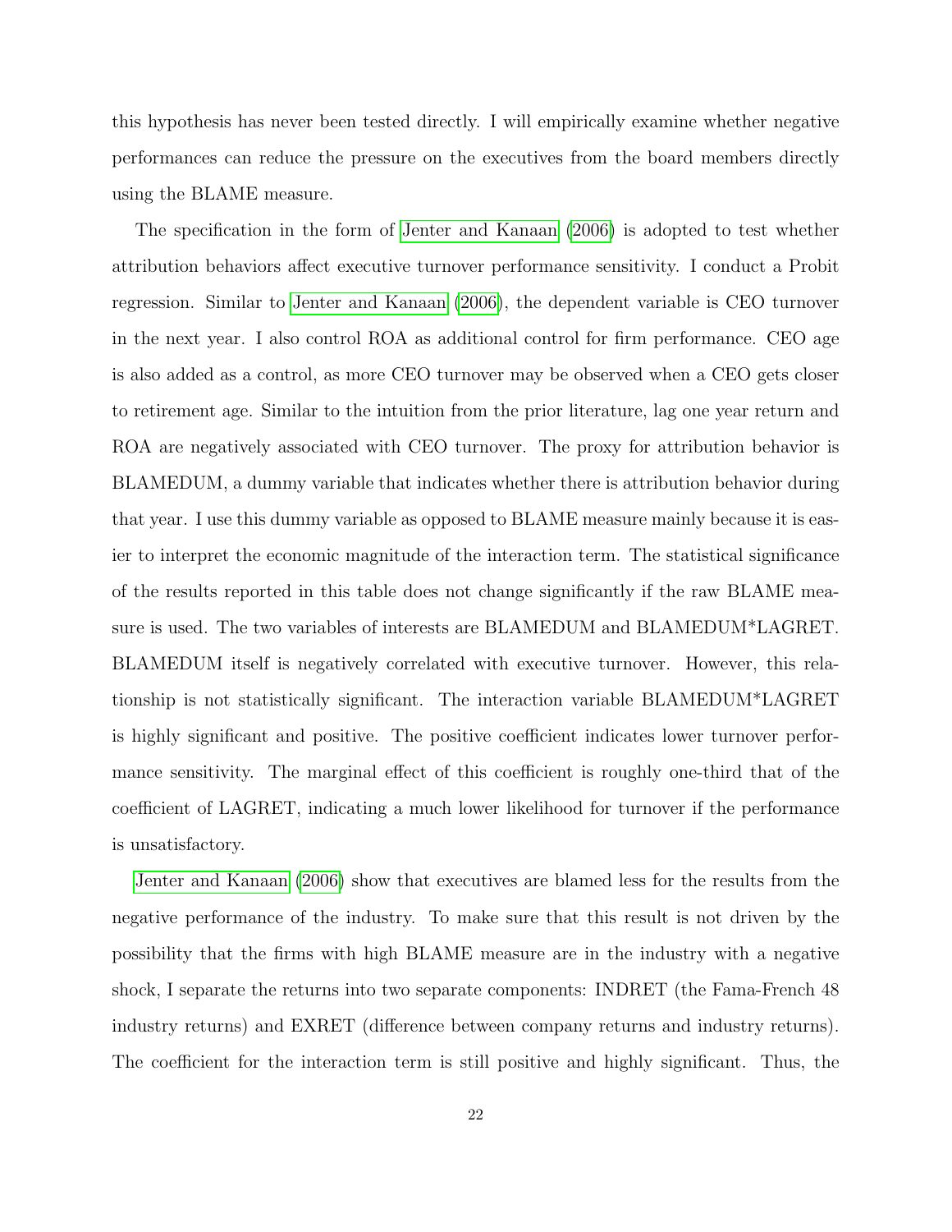this hypothesis has never been tested directly. I will empirically examine whether negative performances can reduce the pressure on the executives from the board members directly using the BLAME measure.

The specification in the form of Jenter and Kanaan (2006) is adopted to test whether attribution behaviors affect executive turnover performance sensitivity. I conduct a Probit regression. Similar to Jenter and Kanaan (2006), the dependent variable is CEO turnover in the next year. I also control ROA as additional control for firm performance. CEO age is also added as a control, as more CEO turnover may be observed when a CEO gets closer to retirement age. Similar to the intuition from the prior literature, lag one year return and ROA are negatively associated with CEO turnover. The proxy for attribution behavior is BLAMEDUM, a dummy variable that indicates whether there is attribution behavior during that year. I use this dummy variable as opposed to BLAME measure mainly because it is easier to interpret the economic magnitude of the interaction term. The statistical significance of the results reported in this table does not change significantly if the raw BLAME measure is used. The two variables of interests are BLAMEDUM and BLAMEDUM*LAGRET. BLAMEDUM itself is negatively correlated with executive turnover. However, this relationship is not statistically significant. The interaction variable BLAMEDUM*LAGRET is highly significant and positive. The positive coefficient indicates lower turnover performance sensitivity. The marginal effect of this coefficient is roughly one-third that of the coefficient of LAGRET, indicating a much lower likelihood for turnover if the performance is unsatisfactory.

Jenter and Kanaan (2006) show that executives are blamed less for the results from the negative performance of the industry. To make sure that this result is not driven by the possibility that the firms with high BLAME measure are in the industry with a negative shock, I separate the returns into two separate components: INDRET (the Fama-French 48 industry returns) and EXRET (difference between company returns and industry returns). The coefficient for the interaction term is still positive and highly significant. Thus, the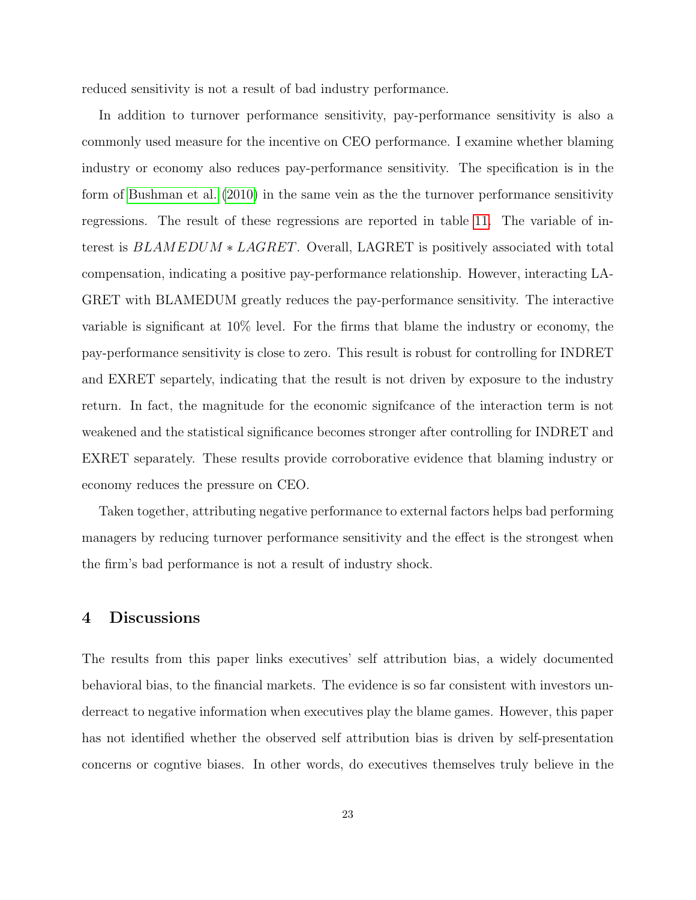reduced sensitivity is not a result of bad industry performance.

In addition to turnover performance sensitivity, pay-performance sensitivity is also a commonly used measure for the incentive on CEO performance. I examine whether blaming industry or economy also reduces pay-performance sensitivity. The specification is in the form of Bushman et al. (2010) in the same vein as the the turnover performance sensitivity regressions. The result of these regressions are reported in table 11. The variable of interest is $BLAMEDUM * LAGRET$. Overall, LAGRET is positively associated with total compensation, indicating a positive pay-performance relationship. However, interacting LAGRET with BLAMEDUM greatly reduces the pay-performance sensitivity. The interactive variable is significant at 10% level. For the firms that blame the industry or economy, the pay-performance sensitivity is close to zero. This result is robust for controlling for INDRET and EXRET separtely, indicating that the result is not driven by exposure to the industry return. In fact, the magnitude for the economic signifcance of the interaction term is not weakened and the statistical significance becomes stronger after controlling for INDRET and EXRET separately. These results provide corroborative evidence that blaming industry or economy reduces the pressure on CEO.

Taken together, attributing negative performance to external factors helps bad performing managers by reducing turnover performance sensitivity and the effect is the strongest when the firm's bad performance is not a result of industry shock.

## 4 Discussions

The results from this paper links executives' self attribution bias, a widely documented behavioral bias, to the financial markets. The evidence is so far consistent with investors underreact to negative information when executives play the blame games. However, this paper has not identified whether the observed self attribution bias is driven by self-presentation concerns or cogntive biases. In other words, do executives themselves truly believe in the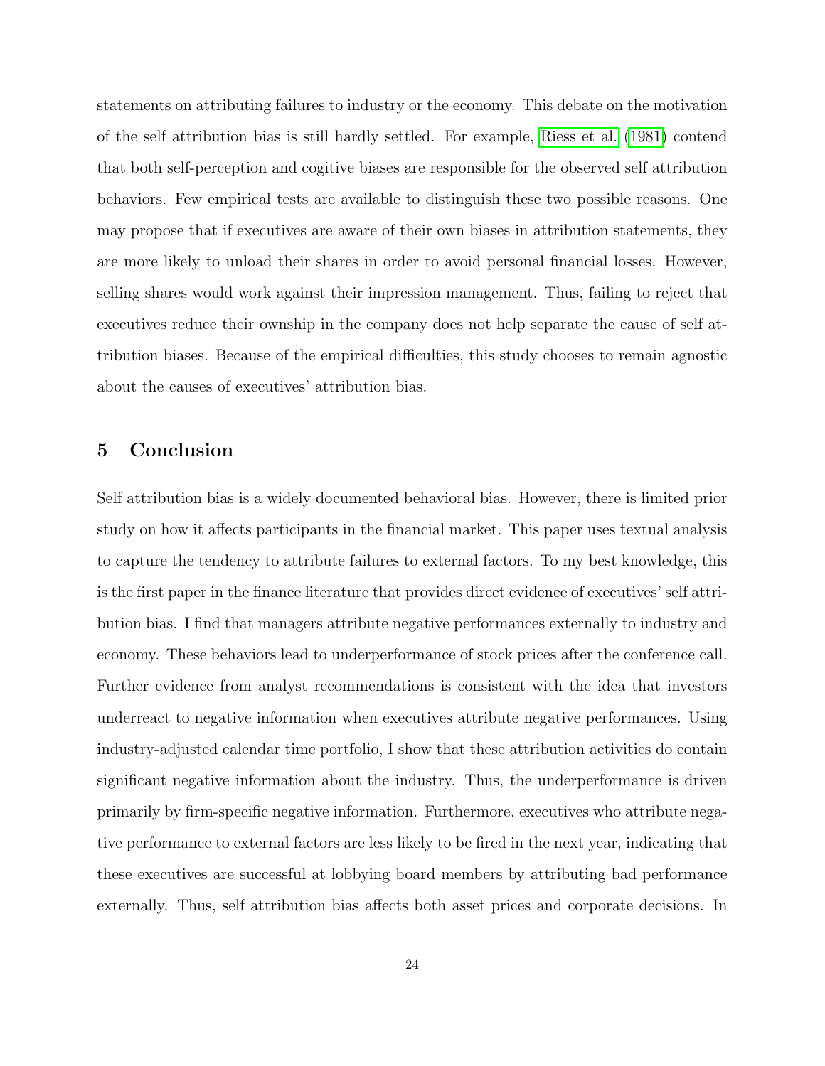statements on attributing failures to industry or the economy. This debate on the motivation of the self attribution bias is still hardly settled. For example, Riess et al. (1981) contend that both self-perception and cogitive biases are responsible for the observed self attribution behaviors. Few empirical tests are available to distinguish these two possible reasons. One may propose that if executives are aware of their own biases in attribution statements, they are more likely to unload their shares in order to avoid personal financial losses. However, selling shares would work against their impression management. Thus, failing to reject that executives reduce their ownship in the company does not help separate the cause of self attribution biases. Because of the empirical difficulties, this study chooses to remain agnostic about the causes of executives' attribution bias.

## 5 Conclusion

Self attribution bias is a widely documented behavioral bias. However, there is limited prior study on how it affects participants in the financial market. This paper uses textual analysis to capture the tendency to attribute failures to external factors. To my best knowledge, this is the first paper in the finance literature that provides direct evidence of executives' self attribution bias. I find that managers attribute negative performances externally to industry and economy. These behaviors lead to underperformance of stock prices after the conference call. Further evidence from analyst recommendations is consistent with the idea that investors underreact to negative information when executives attribute negative performances. Using industry-adjusted calendar time portfolio, I show that these attribution activities do contain significant negative information about the industry. Thus, the underperformance is driven primarily by firm-specific negative information. Furthermore, executives who attribute negative performance to external factors are less likely to be fired in the next year, indicating that these executives are successful at lobbying board members by attributing bad performance externally. Thus, self attribution bias affects both asset prices and corporate decisions. In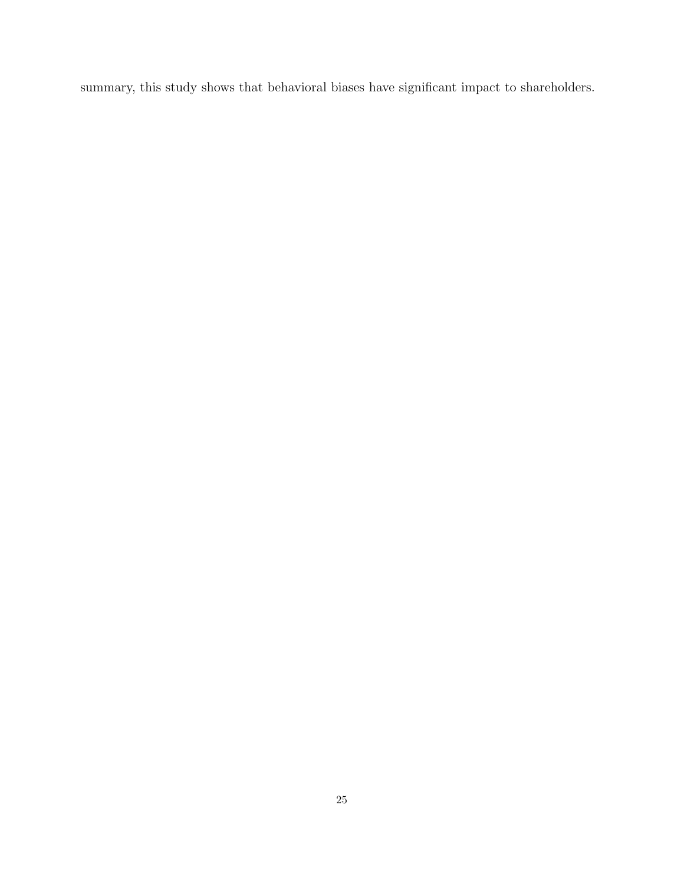summary, this study shows that behavioral biases have significant impact to shareholders.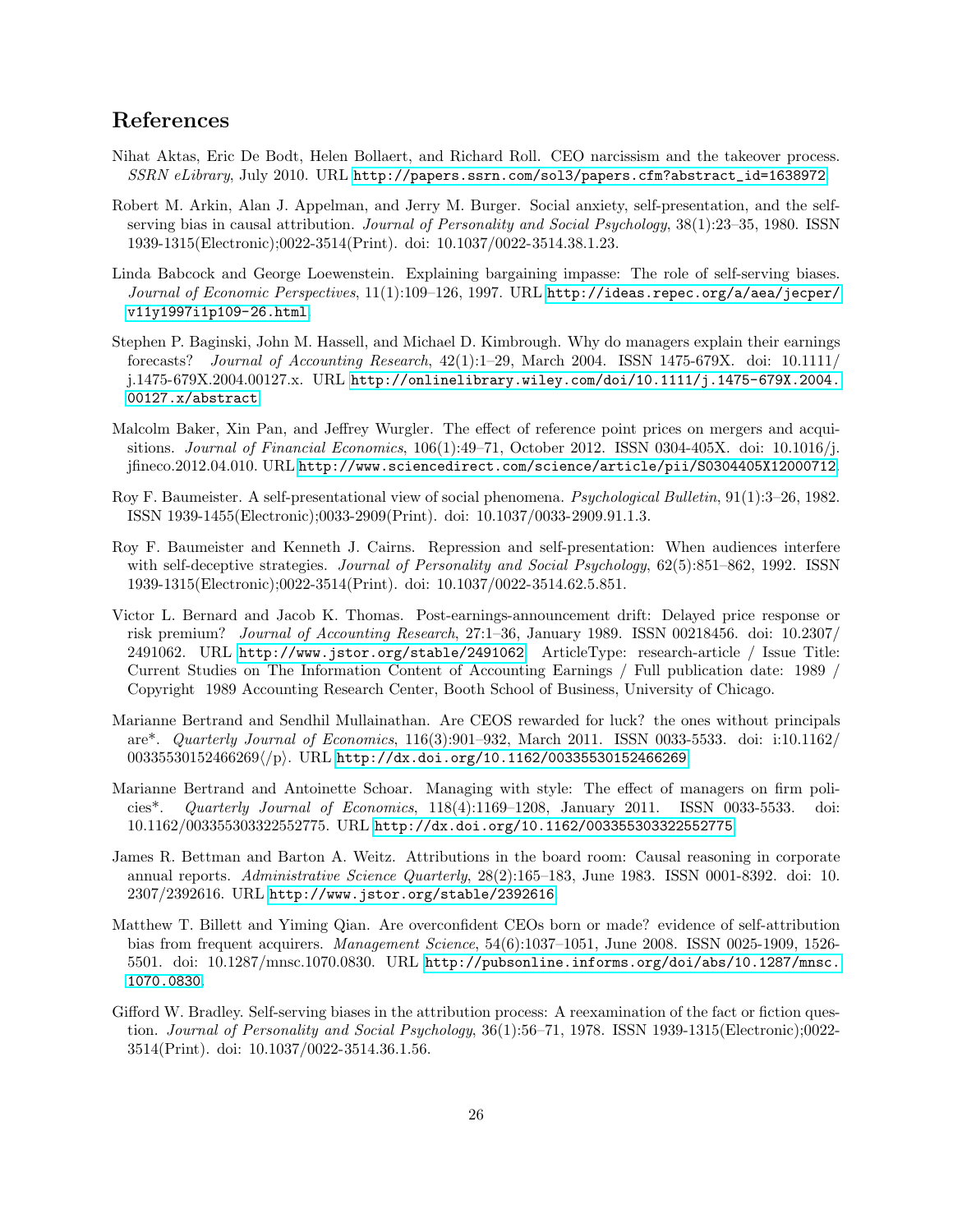## References

Nihat Aktas, Eric De Bodt, Helen Bollaert, and Richard Roll. CEO narcissism and the takeover process. *SSRN eLibrary*, July 2010. URL http://papers.ssrn.com/sol3/papers.cfm?abstract_id=1638972.

Robert M. Arkin, Alan J. Appelman, and Jerry M. Burger. Social anxiety, self-presentation, and the self-serving bias in causal attribution. *Journal of Personality and Social Psychology*, 38(1):23–35, 1980. ISSN 1939-1315(Electronic);0022-3514(Print). doi: 10.1037/0022-3514.38.1.23.

Linda Babcock and George Loewenstein. Explaining bargaining impasse: The role of self-serving biases. *Journal of Economic Perspectives*, 11(1):109–126, 1997. URL http://ideas.repec.org/a/aea/jecper/v11y1997i1p109-26.html.

Stephen P. Baginski, John M. Hassell, and Michael D. Kimbrough. Why do managers explain their earnings forecasts? *Journal of Accounting Research*, 42(1):1–29, March 2004. ISSN 1475-679X. doi: 10.1111/j.1475-679X.2004.00127.x. URL http://onlinelibrary.wiley.com/doi/10.1111/j.1475-679X.2004.00127.x/abstract.

Malcolm Baker, Xin Pan, and Jeffrey Wurgler. The effect of reference point prices on mergers and acquisitions. *Journal of Financial Economics*, 106(1):49–71, October 2012. ISSN 0304-405X. doi: 10.1016/j.jfineco.2012.04.010. URL http://www.sciencedirect.com/science/article/pii/S0304405X12000712.

Roy F. Baumeister. A self-presentational view of social phenomena. *Psychological Bulletin*, 91(1):3–26, 1982. ISSN 1939-1455(Electronic);0033-2909(Print). doi: 10.1037/0033-2909.91.1.3.

Roy F. Baumeister and Kenneth J. Cairns. Repression and self-presentation: When audiences interfere with self-deceptive strategies. *Journal of Personality and Social Psychology*, 62(5):851–862, 1992. ISSN 1939-1315(Electronic);0022-3514(Print). doi: 10.1037/0022-3514.62.5.851.

Victor L. Bernard and Jacob K. Thomas. Post-earnings-announcement drift: Delayed price response or risk premium? *Journal of Accounting Research*, 27:1–36, January 1989. ISSN 00218456. doi: 10.2307/2491062. URL http://www.jstor.org/stable/2491062. ArticleType: research-article / Issue Title: Current Studies on The Information Content of Accounting Earnings / Full publication date: 1989 / Copyright 1989 Accounting Research Center, Booth School of Business, University of Chicago.

Marianne Bertrand and Sendhil Mullainathan. Are CEOS rewarded for luck? the ones without principals are*. *Quarterly Journal of Economics*, 116(3):901–932, March 2011. ISSN 0033-5533. doi: i:10.1162/00335530152466269⟨/p⟩. URL http://dx.doi.org/10.1162/00335530152466269.

Marianne Bertrand and Antoinette Schoar. Managing with style: The effect of managers on firm policies*. *Quarterly Journal of Economics*, 118(4):1169–1208, January 2011. ISSN 0033-5533. doi: 10.1162/003355303322552775. URL http://dx.doi.org/10.1162/003355303322552775.

James R. Bettman and Barton A. Weitz. Attributions in the board room: Causal reasoning in corporate annual reports. *Administrative Science Quarterly*, 28(2):165–183, June 1983. ISSN 0001-8392. doi: 10.2307/2392616. URL http://www.jstor.org/stable/2392616.

Matthew T. Billett and Yiming Qian. Are overconfident CEOs born or made? evidence of self-attribution bias from frequent acquirers. *Management Science*, 54(6):1037–1051, June 2008. ISSN 0025-1909, 1526-5501. doi: 10.1287/mnsc.1070.0830. URL http://pubsonline.informs.org/doi/abs/10.1287/mnsc.1070.0830.

Gifford W. Bradley. Self-serving biases in the attribution process: A reexamination of the fact or fiction question. *Journal of Personality and Social Psychology*, 36(1):56–71, 1978. ISSN 1939-1315(Electronic);0022-3514(Print). doi: 10.1037/0022-3514.36.1.56.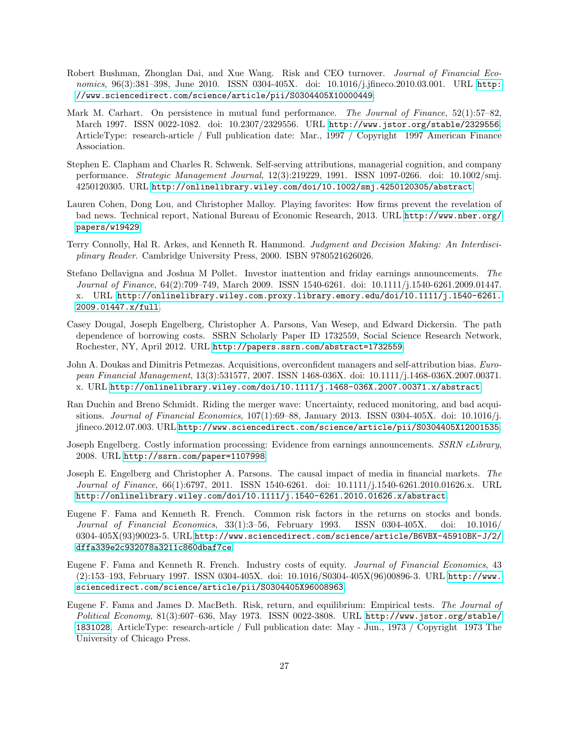Robert Bushman, Zhonglan Dai, and Xue Wang. Risk and CEO turnover. *Journal of Financial Economics*, 96(3):381–398, June 2010. ISSN 0304-405X. doi: 10.1016/j.jfineco.2010.03.001. URL http://www.sciencedirect.com/science/article/pii/S0304405X10000449.

Mark M. Carhart. On persistence in mutual fund performance. *The Journal of Finance*, 52(1):57–82, March 1997. ISSN 0022-1082. doi: 10.2307/2329556. URL http://www.jstor.org/stable/2329556. ArticleType: research-article / Full publication date: Mar., 1997 / Copyright 1997 American Finance Association.

Stephen E. Clapham and Charles R. Schwenk. Self-serving attributions, managerial cognition, and company performance. *Strategic Management Journal*, 12(3):219229, 1991. ISSN 1097-0266. doi: 10.1002/smj.4250120305. URL http://onlinelibrary.wiley.com/doi/10.1002/smj.4250120305/abstract.

Lauren Cohen, Dong Lou, and Christopher Malloy. Playing favorites: How firms prevent the revelation of bad news. Technical report, National Bureau of Economic Research, 2013. URL http://www.nber.org/papers/w19429.

Terry Connolly, Hal R. Arkes, and Kenneth R. Hammond. *Judgment and Decision Making: An Interdisciplinary Reader*. Cambridge University Press, 2000. ISBN 9780521626026.

Stefano Dellavigna and Joshua M Pollet. Investor inattention and friday earnings announcements. *The Journal of Finance*, 64(2):709–749, March 2009. ISSN 1540-6261. doi: 10.1111/j.1540-6261.2009.01447.x. URL http://onlinelibrary.wiley.com.proxy.library.emory.edu/doi/10.1111/j.1540-6261.2009.01447.x/full.

Casey Dougal, Joseph Engelberg, Christopher A. Parsons, Van Wesep, and Edward Dickersin. The path dependence of borrowing costs. SSRN Scholarly Paper ID 1732559, Social Science Research Network, Rochester, NY, April 2012. URL http://papers.ssrn.com/abstract=1732559.

John A. Doukas and Dimitris Petmezas. Acquisitions, overconfident managers and self-attribution bias. *European Financial Management*, 13(3):531577, 2007. ISSN 1468-036X. doi: 10.1111/j.1468-036X.2007.00371.x. URL http://onlinelibrary.wiley.com/doi/10.1111/j.1468-036X.2007.00371.x/abstract.

Ran Duchin and Breno Schmidt. Riding the merger wave: Uncertainty, reduced monitoring, and bad acquisitions. *Journal of Financial Economics*, 107(1):69–88, January 2013. ISSN 0304-405X. doi: 10.1016/j.jfineco.2012.07.003. URL http://www.sciencedirect.com/science/article/pii/S0304405X12001535.

Joseph Engelberg. Costly information processing: Evidence from earnings announcements. *SSRN eLibrary*, 2008. URL http://ssrn.com/paper=1107998.

Joseph E. Engelberg and Christopher A. Parsons. The causal impact of media in financial markets. *The Journal of Finance*, 66(1):6797, 2011. ISSN 1540-6261. doi: 10.1111/j.1540-6261.2010.01626.x. URL http://onlinelibrary.wiley.com/doi/10.1111/j.1540-6261.2010.01626.x/abstract.

Eugene F. Fama and Kenneth R. French. Common risk factors in the returns on stocks and bonds. *Journal of Financial Economics*, 33(1):3–56, February 1993. ISSN 0304-405X. doi: 10.1016/0304-405X(93)90023-5. URL http://www.sciencedirect.com/science/article/B6VBX-45910BK-J/2/dffa339e2c932078a3211c860dbaf7ce.

Eugene F. Fama and Kenneth R. French. Industry costs of equity. *Journal of Financial Economics*, 43(2):153–193, February 1997. ISSN 0304-405X. doi: 10.1016/S0304-405X(96)00896-3. URL http://www.sciencedirect.com/science/article/pii/S0304405X96008963.

Eugene F. Fama and James D. MacBeth. Risk, return, and equilibrium: Empirical tests. *The Journal of Political Economy*, 81(3):607–636, May 1973. ISSN 0022-3808. URL http://www.jstor.org/stable/1831028. ArticleType: research-article / Full publication date: May - Jun., 1973 / Copyright 1973 The University of Chicago Press.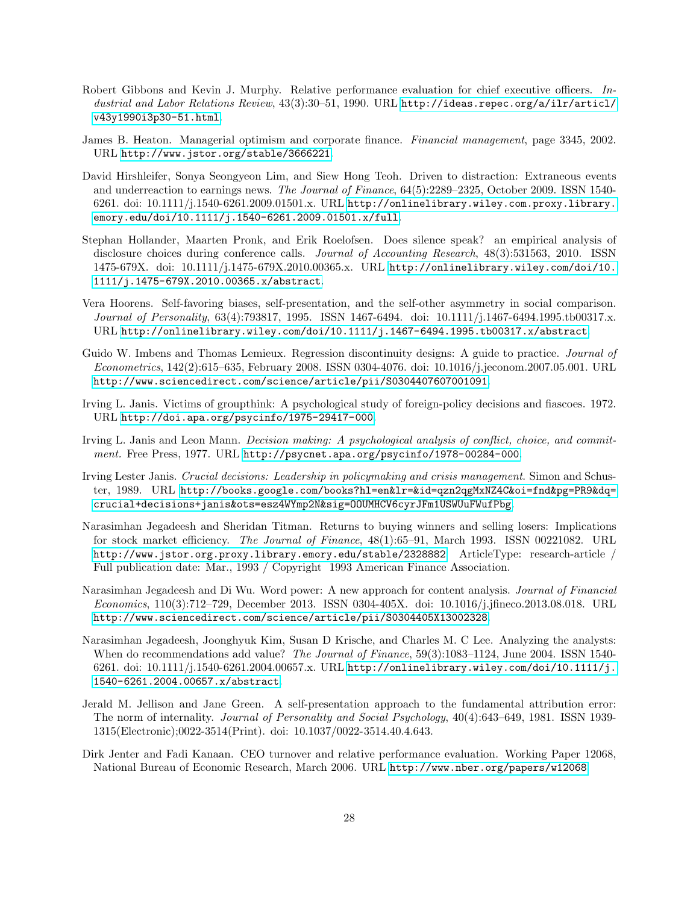Robert Gibbons and Kevin J. Murphy. Relative performance evaluation for chief executive officers. *Industrial and Labor Relations Review*, 43(3):30–51, 1990. URL http://ideas.repec.org/a/ilr/articl/v43y1990i3p30-51.html.

James B. Heaton. Managerial optimism and corporate finance. *Financial management*, page 3345, 2002. URL http://www.jstor.org/stable/3666221.

David Hirshleifer, Sonya Seongyeon Lim, and Siew Hong Teoh. Driven to distraction: Extraneous events and underreaction to earnings news. *The Journal of Finance*, 64(5):2289–2325, October 2009. ISSN 1540-6261. doi: 10.1111/j.1540-6261.2009.01501.x. URL http://onlinelibrary.wiley.com.proxy.library.emory.edu/doi/10.1111/j.1540-6261.2009.01501.x/full.

Stephan Hollander, Maarten Pronk, and Erik Roelofsen. Does silence speak? an empirical analysis of disclosure choices during conference calls. *Journal of Accounting Research*, 48(3):531563, 2010. ISSN 1475-679X. doi: 10.1111/j.1475-679X.2010.00365.x. URL http://onlinelibrary.wiley.com/doi/10.1111/j.1475-679X.2010.00365.x/abstract.

Vera Hoorens. Self-favoring biases, self-presentation, and the self-other asymmetry in social comparison. *Journal of Personality*, 63(4):793817, 1995. ISSN 1467-6494. doi: 10.1111/j.1467-6494.1995.tb00317.x. URL http://onlinelibrary.wiley.com/doi/10.1111/j.1467-6494.1995.tb00317.x/abstract.

Guido W. Imbens and Thomas Lemieux. Regression discontinuity designs: A guide to practice. *Journal of Econometrics*, 142(2):615–635, February 2008. ISSN 0304-4076. doi: 10.1016/j.jeconom.2007.05.001. URL http://www.sciencedirect.com/science/article/pii/S0304407607001091.

Irving L. Janis. Victims of groupthink: A psychological study of foreign-policy decisions and fiascoes. 1972. URL http://doi.apa.org/psycinfo/1975-29417-000.

Irving L. Janis and Leon Mann. *Decision making: A psychological analysis of conflict, choice, and commitment.* Free Press, 1977. URL http://psycnet.apa.org/psycinfo/1978-00284-000.

Irving Lester Janis. *Crucial decisions: Leadership in policymaking and crisis management*. Simon and Schuster, 1989. URL http://books.google.com/books?hl=en&lr=&id=qzn2qgMxNZ4C&oi=fnd&pg=PR9&dq=crucial+decisions+janis&ots=esz4WYmp2N&sig=OOUMHCV6cyrJFm1USWUuFWufPbg.

Narasimhan Jegadeesh and Sheridan Titman. Returns to buying winners and selling losers: Implications for stock market efficiency. *The Journal of Finance*, 48(1):65–91, March 1993. ISSN 00221082. URL http://www.jstor.org.proxy.library.emory.edu/stable/2328882. ArticleType: research-article / Full publication date: Mar., 1993 / Copyright 1993 American Finance Association.

Narasimhan Jegadeesh and Di Wu. Word power: A new approach for content analysis. *Journal of Financial Economics*, 110(3):712–729, December 2013. ISSN 0304-405X. doi: 10.1016/j.jfineco.2013.08.018. URL http://www.sciencedirect.com/science/article/pii/S0304405X13002328.

Narasimhan Jegadeesh, Joonghyuk Kim, Susan D Krische, and Charles M. C Lee. Analyzing the analysts: When do recommendations add value? *The Journal of Finance*, 59(3):1083–1124, June 2004. ISSN 1540-6261. doi: 10.1111/j.1540-6261.2004.00657.x. URL http://onlinelibrary.wiley.com/doi/10.1111/j.1540-6261.2004.00657.x/abstract.

Jerald M. Jellison and Jane Green. A self-presentation approach to the fundamental attribution error: The norm of internality. *Journal of Personality and Social Psychology*, 40(4):643–649, 1981. ISSN 1939-1315(Electronic);0022-3514(Print). doi: 10.1037/0022-3514.40.4.643.

Dirk Jenter and Fadi Kanaan. CEO turnover and relative performance evaluation. Working Paper 12068, National Bureau of Economic Research, March 2006. URL http://www.nber.org/papers/w12068.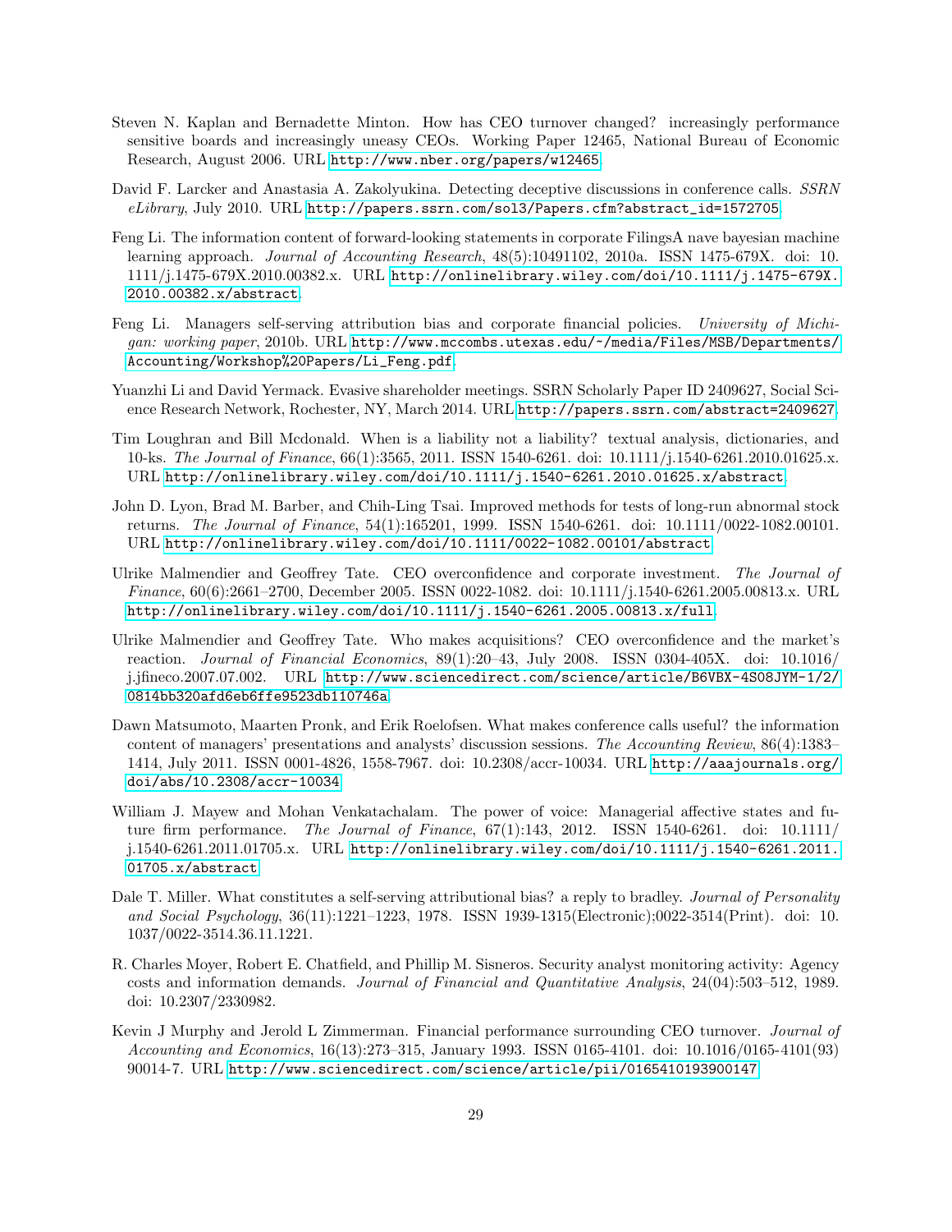Steven N. Kaplan and Bernadette Minton. How has CEO turnover changed? increasingly performance sensitive boards and increasingly uneasy CEOs. Working Paper 12465, National Bureau of Economic Research, August 2006. URL http://www.nber.org/papers/w12465.

David F. Larcker and Anastasia A. Zakolyukina. Detecting deceptive discussions in conference calls. *SSRN eLibrary*, July 2010. URL http://papers.ssrn.com/sol3/Papers.cfm?abstract_id=1572705.

Feng Li. The information content of forward-looking statements in corporate FilingsA nave bayesian machine learning approach. *Journal of Accounting Research*, 48(5):10491102, 2010a. ISSN 1475-679X. doi: 10.1111/j.1475-679X.2010.00382.x. URL http://onlinelibrary.wiley.com/doi/10.1111/j.1475-679X.2010.00382.x/abstract.

Feng Li. Managers self-serving attribution bias and corporate financial policies. *University of Michigan: working paper*, 2010b. URL http://www.mccombs.utexas.edu/~/media/Files/MSB/Departments/Accounting/Workshop%20Papers/Li_Feng.pdf.

Yuanzhi Li and David Yermack. Evasive shareholder meetings. SSRN Scholarly Paper ID 2409627, Social Science Research Network, Rochester, NY, March 2014. URL http://papers.ssrn.com/abstract=2409627.

Tim Loughran and Bill Mcdonald. When is a liability not a liability? textual analysis, dictionaries, and 10-ks. *The Journal of Finance*, 66(1):3565, 2011. ISSN 1540-6261. doi: 10.1111/j.1540-6261.2010.01625.x. URL http://onlinelibrary.wiley.com/doi/10.1111/j.1540-6261.2010.01625.x/abstract.

John D. Lyon, Brad M. Barber, and Chih-Ling Tsai. Improved methods for tests of long-run abnormal stock returns. *The Journal of Finance*, 54(1):165201, 1999. ISSN 1540-6261. doi: 10.1111/0022-1082.00101. URL http://onlinelibrary.wiley.com/doi/10.1111/0022-1082.00101/abstract.

Ulrike Malmendier and Geoffrey Tate. CEO overconfidence and corporate investment. *The Journal of Finance*, 60(6):2661–2700, December 2005. ISSN 0022-1082. doi: 10.1111/j.1540-6261.2005.00813.x. URL http://onlinelibrary.wiley.com/doi/10.1111/j.1540-6261.2005.00813.x/full.

Ulrike Malmendier and Geoffrey Tate. Who makes acquisitions? CEO overconfidence and the market's reaction. *Journal of Financial Economics*, 89(1):20–43, July 2008. ISSN 0304-405X. doi: 10.1016/j.jfineco.2007.07.002. URL http://www.sciencedirect.com/science/article/B6VBX-4S08JYM-1/2/0814bb320afd6eb6ffe9523db110746a.

Dawn Matsumoto, Maarten Pronk, and Erik Roelofsen. What makes conference calls useful? the information content of managers' presentations and analysts' discussion sessions. *The Accounting Review*, 86(4):1383–1414, July 2011. ISSN 0001-4826, 1558-7967. doi: 10.2308/accr-10034. URL http://aaajournals.org/doi/abs/10.2308/accr-10034.

William J. Mayew and Mohan Venkatachalam. The power of voice: Managerial affective states and future firm performance. *The Journal of Finance*, 67(1):143, 2012. ISSN 1540-6261. doi: 10.1111/j.1540-6261.2011.01705.x. URL http://onlinelibrary.wiley.com/doi/10.1111/j.1540-6261.2011.01705.x/abstract.

Dale T. Miller. What constitutes a self-serving attributional bias? a reply to bradley. *Journal of Personality and Social Psychology*, 36(11):1221–1223, 1978. ISSN 1939-1315(Electronic);0022-3514(Print). doi: 10.1037/0022-3514.36.11.1221.

R. Charles Moyer, Robert E. Chatfield, and Phillip M. Sisneros. Security analyst monitoring activity: Agency costs and information demands. *Journal of Financial and Quantitative Analysis*, 24(04):503–512, 1989. doi: 10.2307/2330982.

Kevin J Murphy and Jerold L Zimmerman. Financial performance surrounding CEO turnover. *Journal of Accounting and Economics*, 16(13):273–315, January 1993. ISSN 0165-4101. doi: 10.1016/0165-4101(93)90014-7. URL http://www.sciencedirect.com/science/article/pii/0165410193900147.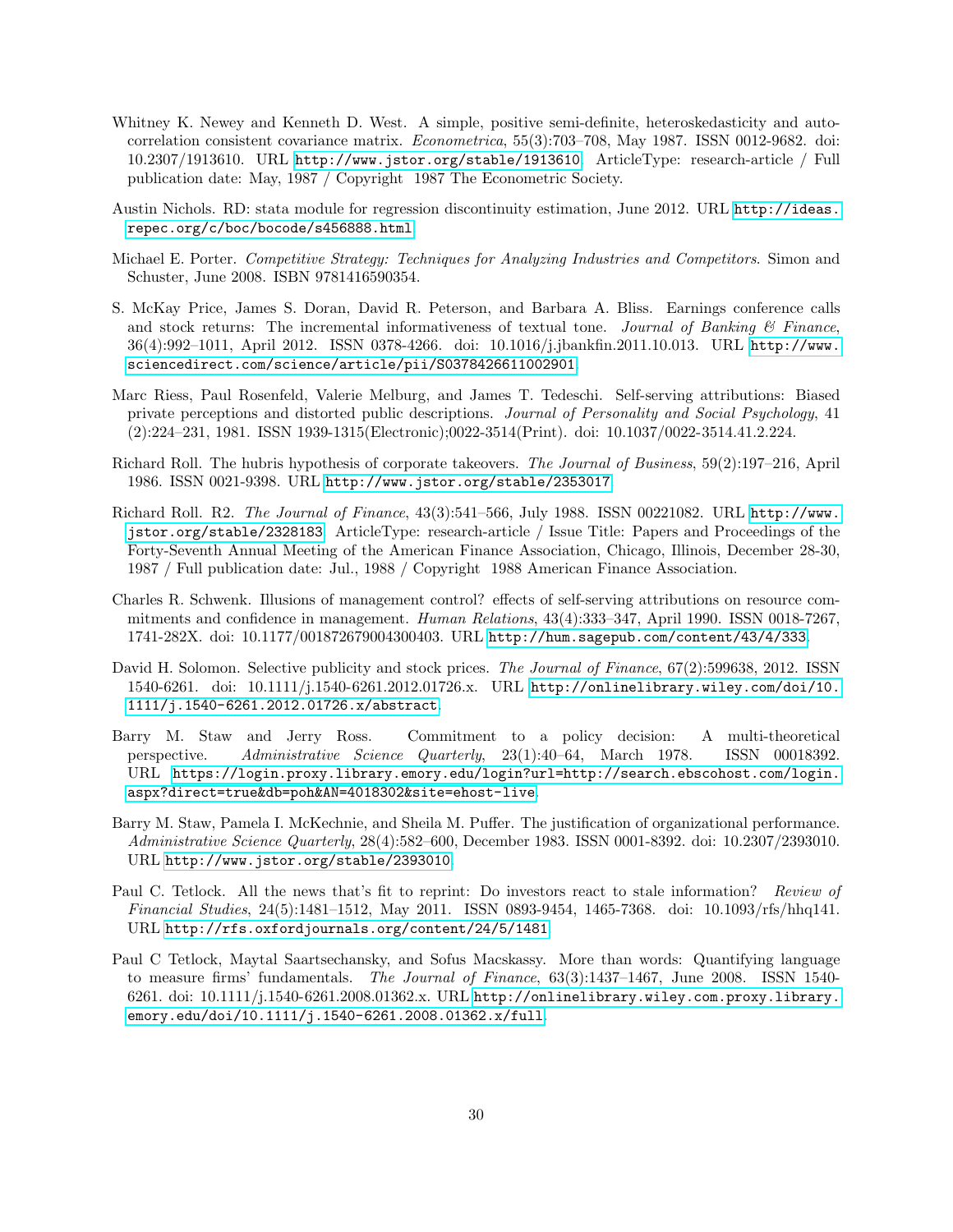Whitney K. Newey and Kenneth D. West. A simple, positive semi-definite, heteroskedasticity and autocorrelation consistent covariance matrix. *Econometrica*, 55(3):703–708, May 1987. ISSN 0012-9682. doi: 10.2307/1913610. URL http://www.jstor.org/stable/1913610. ArticleType: research-article / Full publication date: May, 1987 / Copyright 1987 The Econometric Society.

Austin Nichols. RD: stata module for regression discontinuity estimation, June 2012. URL http://ideas.repec.org/c/boc/bocode/s456888.html.

Michael E. Porter. *Competitive Strategy: Techniques for Analyzing Industries and Competitors*. Simon and Schuster, June 2008. ISBN 9781416590354.

S. McKay Price, James S. Doran, David R. Peterson, and Barbara A. Bliss. Earnings conference calls and stock returns: The incremental informativeness of textual tone. *Journal of Banking & Finance*, 36(4):992–1011, April 2012. ISSN 0378-4266. doi: 10.1016/j.jbankfin.2011.10.013. URL http://www.sciencedirect.com/science/article/pii/S0378426611002901.

Marc Riess, Paul Rosenfeld, Valerie Melburg, and James T. Tedeschi. Self-serving attributions: Biased private perceptions and distorted public descriptions. *Journal of Personality and Social Psychology*, 41 (2):224–231, 1981. ISSN 1939-1315(Electronic);0022-3514(Print). doi: 10.1037/0022-3514.41.2.224.

Richard Roll. The hubris hypothesis of corporate takeovers. *The Journal of Business*, 59(2):197–216, April 1986. ISSN 0021-9398. URL http://www.jstor.org/stable/2353017.

Richard Roll. R2. *The Journal of Finance*, 43(3):541–566, July 1988. ISSN 00221082. URL http://www.jstor.org/stable/2328183. ArticleType: research-article / Issue Title: Papers and Proceedings of the Forty-Seventh Annual Meeting of the American Finance Association, Chicago, Illinois, December 28-30, 1987 / Full publication date: Jul., 1988 / Copyright 1988 American Finance Association.

Charles R. Schwenk. Illusions of management control? effects of self-serving attributions on resource commitments and confidence in management. *Human Relations*, 43(4):333–347, April 1990. ISSN 0018-7267, 1741-282X. doi: 10.1177/001872679004300403. URL http://hum.sagepub.com/content/43/4/333.

David H. Solomon. Selective publicity and stock prices. *The Journal of Finance*, 67(2):599638, 2012. ISSN 1540-6261. doi: 10.1111/j.1540-6261.2012.01726.x. URL http://onlinelibrary.wiley.com/doi/10.1111/j.1540-6261.2012.01726.x/abstract.

Barry M. Staw and Jerry Ross. Commitment to a policy decision: A multi-theoretical perspective. *Administrative Science Quarterly*, 23(1):40–64, March 1978. ISSN 00018392. URL https://login.proxy.library.emory.edu/login?url=http://search.ebscohost.com/login.aspx?direct=true&db=poh&AN=4018302&site=ehost-live.

Barry M. Staw, Pamela I. McKechnie, and Sheila M. Puffer. The justification of organizational performance. *Administrative Science Quarterly*, 28(4):582–600, December 1983. ISSN 0001-8392. doi: 10.2307/2393010. URL http://www.jstor.org/stable/2393010.

Paul C. Tetlock. All the news that's fit to reprint: Do investors react to stale information? *Review of Financial Studies*, 24(5):1481–1512, May 2011. ISSN 0893-9454, 1465-7368. doi: 10.1093/rfs/hhq141. URL http://rfs.oxfordjournals.org/content/24/5/1481.

Paul C Tetlock, Maytal Saartsechansky, and Sofus Macskassy. More than words: Quantifying language to measure firms' fundamentals. *The Journal of Finance*, 63(3):1437–1467, June 2008. ISSN 1540-6261. doi: 10.1111/j.1540-6261.2008.01362.x. URL http://onlinelibrary.wiley.com.proxy.library.emory.edu/doi/10.1111/j.1540-6261.2008.01362.x/full.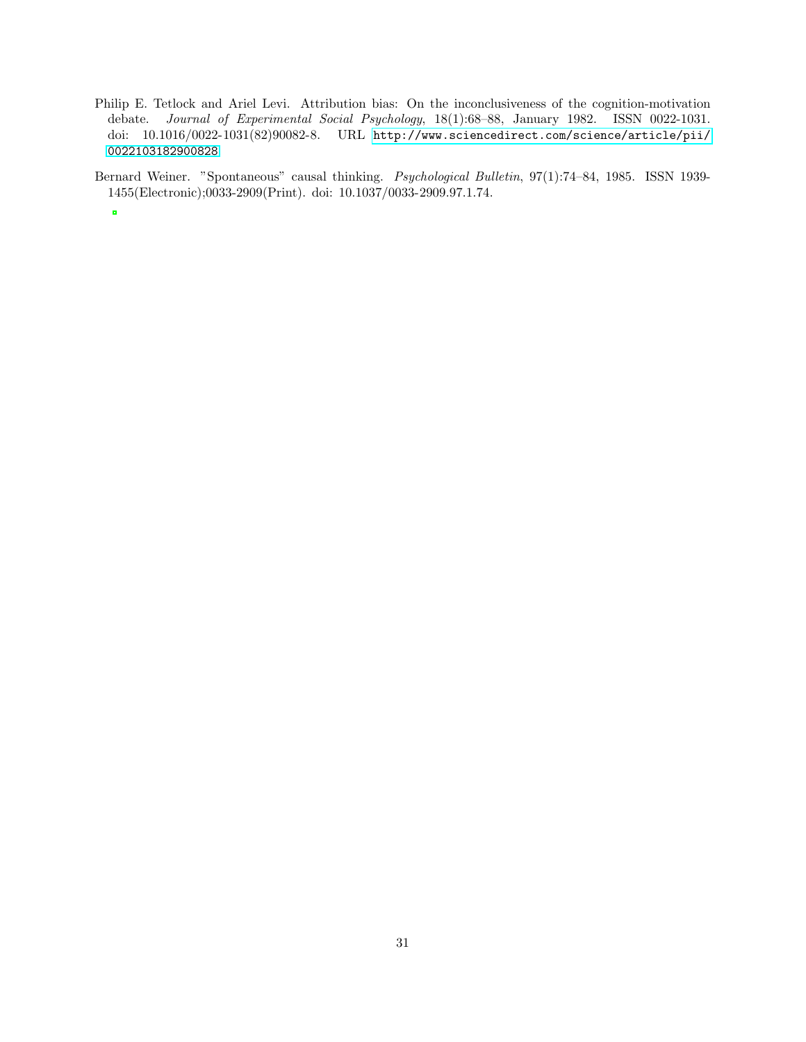Philip E. Tetlock and Ariel Levi. Attribution bias: On the inconclusiveness of the cognition-motivation debate. *Journal of Experimental Social Psychology*, 18(1):68–88, January 1982. ISSN 0022-1031. doi: 10.1016/0022-1031(82)90082-8. URL http://www.sciencedirect.com/science/article/pii/0022103182900828.

Bernard Weiner. "Spontaneous" causal thinking. *Psychological Bulletin*, 97(1):74–84, 1985. ISSN 1939-1455(Electronic);0033-2909(Print). doi: 10.1037/0033-2909.97.1.74.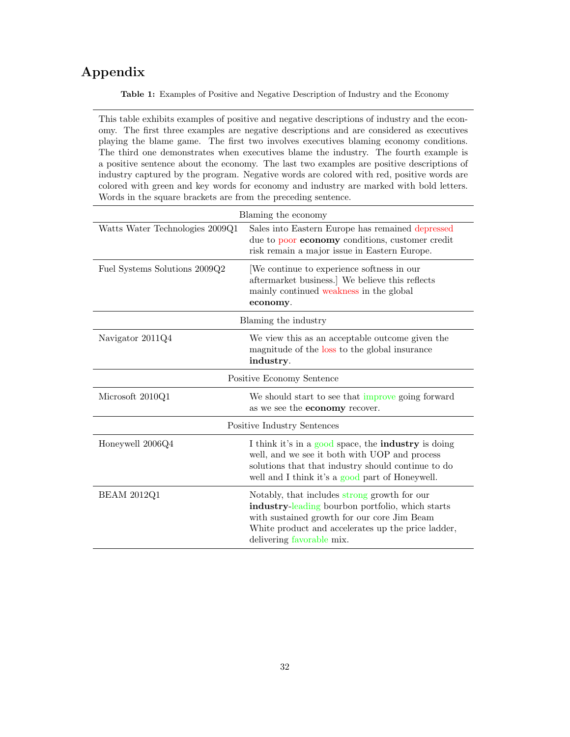# Appendix

**Table 1:** Examples of Positive and Negative Description of Industry and the Economy

This table exhibits examples of positive and negative descriptions of industry and the economy. The first three examples are negative descriptions and are considered as executives playing the blame game. The first two involves executives blaming economy conditions. The third one demonstrates when executives blame the industry. The fourth example is a positive sentence about the economy. The last two examples are positive descriptions of industry captured by the program. Negative words are colored with red, positive words are colored with green and key words for economy and industry are marked with bold letters. Words in the square brackets are from the preceding sentence.

| Blaming the economy | |
|---|---|
| Watts Water Technologies 2009Q1 | Sales into Eastern Europe has remained depressed due to poor **economy** conditions, customer credit risk remain a major issue in Eastern Europe. |
| Fuel Systems Solutions 2009Q2 | [We continue to experience softness in our aftermarket business.] We believe this reflects mainly continued weakness in the global **economy**. |
| **Blaming the industry** | |
| Navigator 2011Q4 | We view this as an acceptable outcome given the magnitude of the loss to the global insurance **industry**. |
| **Positive Economy Sentence** | |
| Microsoft 2010Q1 | We should start to see that improve going forward as we see the **economy** recover. |
| **Positive Industry Sentences** | |
| Honeywell 2006Q4 | I think it's in a good space, the **industry** is doing well, and we see it both with UOP and process solutions that that industry should continue to do well and I think it's a good part of Honeywell. |
| BEAM 2012Q1 | Notably, that includes strong growth for our **industry**-leading bourbon portfolio, which starts with sustained growth for our core Jim Beam White product and accelerates up the price ladder, delivering favorable mix. |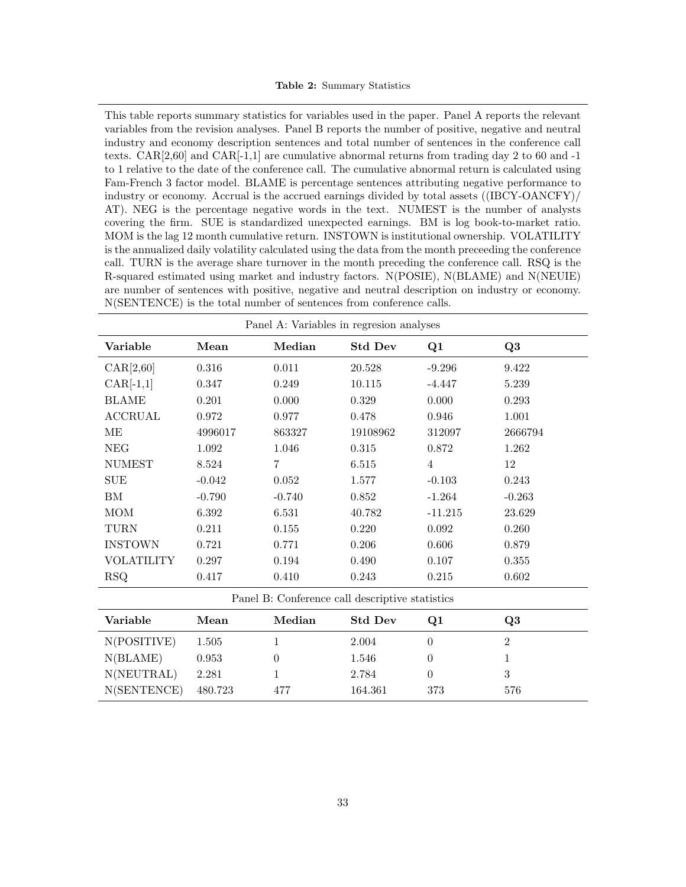**Table 2:** Summary Statistics

This table reports summary statistics for variables used in the paper. Panel A reports the relevant variables from the revision analyses. Panel B reports the number of positive, negative and neutral industry and economy description sentences and total number of sentences in the conference call texts. CAR[2,60] and CAR[-1,1] are cumulative abnormal returns from trading day 2 to 60 and -1 to 1 relative to the date of the conference call. The cumulative abnormal return is calculated using Fam-French 3 factor model. BLAME is percentage sentences attributing negative performance to industry or economy. Accrual is the accrued earnings divided by total assets ((IBCY-OANCFY)/ AT). NEG is the percentage negative words in the text. NUMEST is the number of analysts covering the firm. SUE is standardized unexpected earnings. BM is log book-to-market ratio. MOM is the lag 12 month cumulative return. INSTOWN is institutional ownership. VOLATILITY is the annualized daily volatility calculated using the data from the month preceeding the conference call. TURN is the average share turnover in the month preceding the conference call. RSQ is the R-squared estimated using market and industry factors. N(POSIE), N(BLAME) and N(NEUIE) are number of sentences with positive, negative and neutral description on industry or economy. N(SENTENCE) is the total number of sentences from conference calls.

Panel A: Variables in regresion analyses

| Variable | Mean | Median | Std Dev | Q1 | Q3 |
|---|---|---|---|---|---|
| CAR[2,60] | 0.316 | 0.011 | 20.528 | -9.296 | 9.422 |
| CAR[-1,1] | 0.347 | 0.249 | 10.115 | -4.447 | 5.239 |
| BLAME | 0.201 | 0.000 | 0.329 | 0.000 | 0.293 |
| ACCRUAL | 0.972 | 0.977 | 0.478 | 0.946 | 1.001 |
| ME | 4996017 | 863327 | 19108962 | 312097 | 2666794 |
| NEG | 1.092 | 1.046 | 0.315 | 0.872 | 1.262 |
| NUMEST | 8.524 | 7 | 6.515 | 4 | 12 |
| SUE | -0.042 | 0.052 | 1.577 | -0.103 | 0.243 |
| BM | -0.790 | -0.740 | 0.852 | -1.264 | -0.263 |
| MOM | 6.392 | 6.531 | 40.782 | -11.215 | 23.629 |
| TURN | 0.211 | 0.155 | 0.220 | 0.092 | 0.260 |
| INSTOWN | 0.721 | 0.771 | 0.206 | 0.606 | 0.879 |
| VOLATILITY | 0.297 | 0.194 | 0.490 | 0.107 | 0.355 |
| RSQ | 0.417 | 0.410 | 0.243 | 0.215 | 0.602 |

Panel B: Conference call descriptive statistics

| Variable | Mean | Median | Std Dev | Q1 | Q3 |
|---|---|---|---|---|---|
| N(POSITIVE) | 1.505 | 1 | 2.004 | 0 | 2 |
| N(BLAME) | 0.953 | 0 | 1.546 | 0 | 1 |
| N(NEUTRAL) | 2.281 | 1 | 2.784 | 0 | 3 |
| N(SENTENCE) | 480.723 | 477 | 164.361 | 373 | 576 |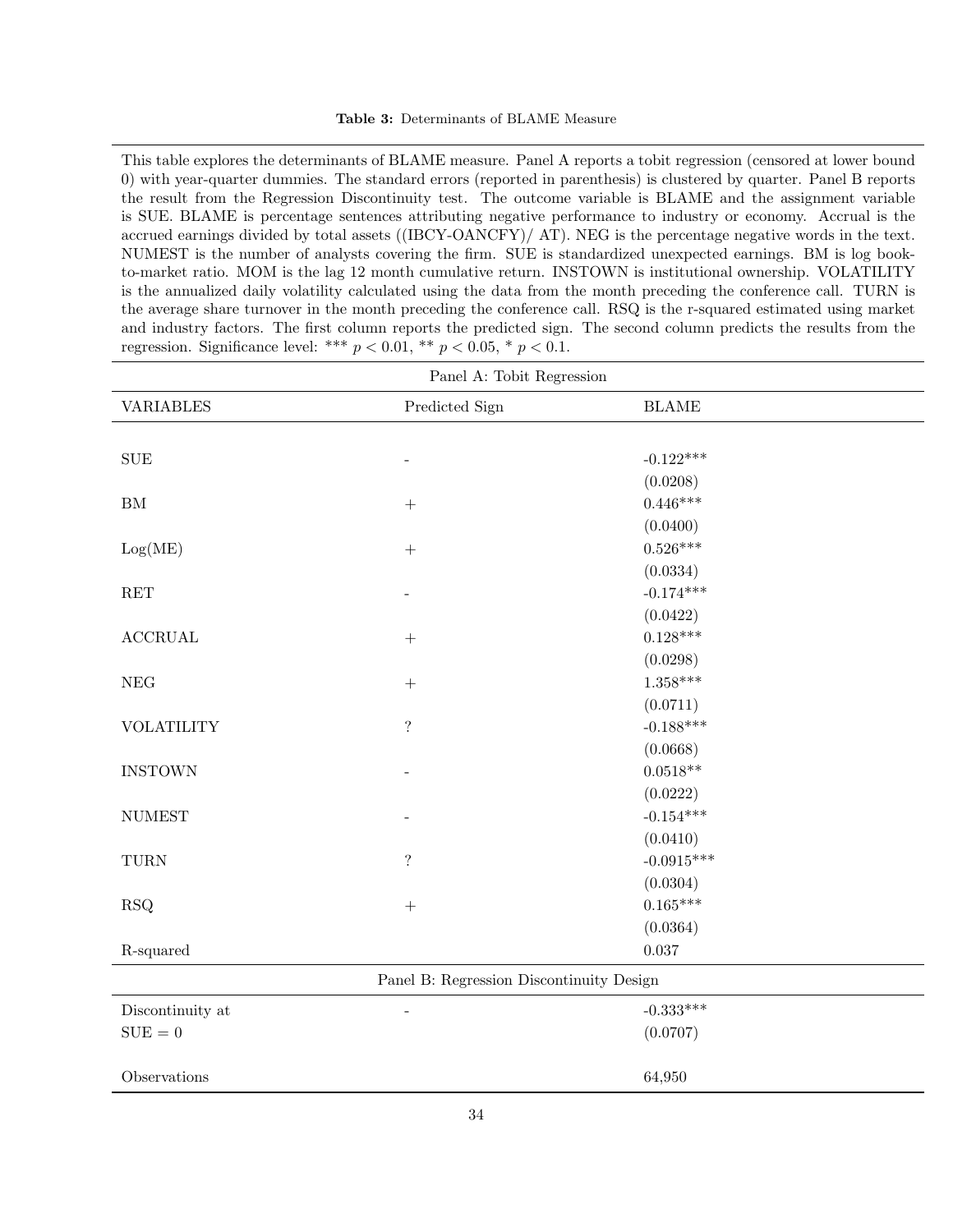**Table 3:** Determinants of BLAME Measure

This table explores the determinants of BLAME measure. Panel A reports a tobit regression (censored at lower bound 0) with year-quarter dummies. The standard errors (reported in parenthesis) is clustered by quarter. Panel B reports the result from the Regression Discontinuity test. The outcome variable is BLAME and the assignment variable is SUE. BLAME is percentage sentences attributing negative performance to industry or economy. Accrual is the accrued earnings divided by total assets ((IBCY-OANCFY)/ AT). NEG is the percentage negative words in the text. NUMEST is the number of analysts covering the firm. SUE is standardized unexpected earnings. BM is log book-to-market ratio. MOM is the lag 12 month cumulative return. INSTOWN is institutional ownership. VOLATILITY is the annualized daily volatility calculated using the data from the month preceding the conference call. TURN is the average share turnover in the month preceding the conference call. RSQ is the r-squared estimated using market and industry factors. The first column reports the predicted sign. The second column predicts the results from the regression. Significance level: \*\*\* $p < 0.01$, \*\* $p < 0.05$, \* $p < 0.1$.

| Panel A: Tobit Regression | | |
|---|---|---|
| VARIABLES | Predicted Sign | BLAME |
| SUE | - | -0.122*** |
| | | (0.0208) |
| BM | + | 0.446*** |
| | | (0.0400) |
| Log(ME) | + | 0.526*** |
| | | (0.0334) |
| RET | - | -0.174*** |
| | | (0.0422) |
| ACCRUAL | + | 0.128*** |
| | | (0.0298) |
| NEG | + | 1.358*** |
| | | (0.0711) |
| VOLATILITY | ? | -0.188*** |
| | | (0.0668) |
| INSTOWN | - | 0.0518** |
| | | (0.0222) |
| NUMEST | - | -0.154*** |
| | | (0.0410) |
| TURN | ? | -0.0915*** |
| | | (0.0304) |
| RSQ | + | 0.165*** |
| | | (0.0364) |
| R-squared | | 0.037 |
| **Panel B: Regression Discontinuity Design** | | |
| Discontinuity at | - | -0.333*** |
| SUE = 0 | | (0.0707) |
| Observations | | 64,950 |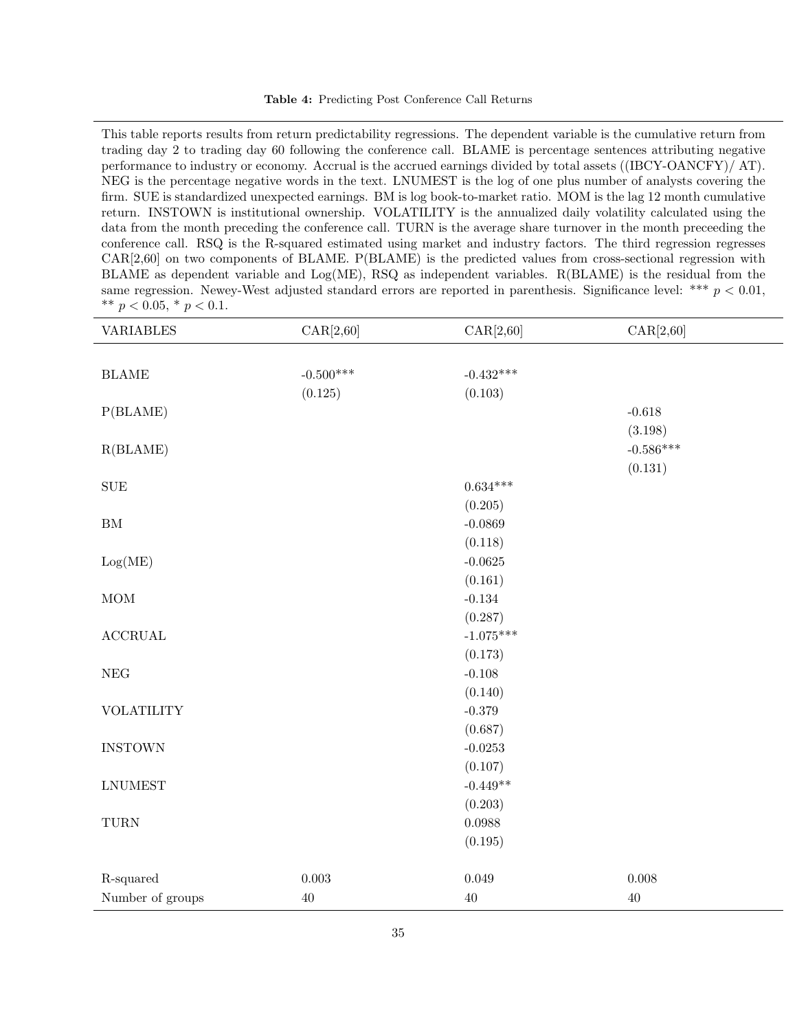**Table 4:** Predicting Post Conference Call Returns

This table reports results from return predictability regressions. The dependent variable is the cumulative return from trading day 2 to trading day 60 following the conference call. BLAME is percentage sentences attributing negative performance to industry or economy. Accrual is the accrued earnings divided by total assets ((IBCY-OANCFY)/ AT). NEG is the percentage negative words in the text. LNUMEST is the log of one plus number of analysts covering the firm. SUE is standardized unexpected earnings. BM is log book-to-market ratio. MOM is the lag 12 month cumulative return. INSTOWN is institutional ownership. VOLATILITY is the annualized daily volatility calculated using the data from the month preceding the conference call. TURN is the average share turnover in the month preceeding the conference call. RSQ is the R-squared estimated using market and industry factors. The third regression regresses CAR[2,60] on two components of BLAME. P(BLAME) is the predicted values from cross-sectional regression with BLAME as dependent variable and Log(ME), RSQ as independent variables. R(BLAME) is the residual from the same regression. Newey-West adjusted standard errors are reported in parenthesis. Significance level: *** $p < 0.01$, ** $p < 0.05$, * $p < 0.1$.

| VARIABLES | CAR[2,60] | CAR[2,60] | CAR[2,60] |
|---|---|---|---|
| BLAME | -0.500*** | -0.432*** | |
| | (0.125) | (0.103) | |
| P(BLAME) | | | -0.618 |
| | | | (3.198) |
| R(BLAME) | | | -0.586*** |
| | | | (0.131) |
| SUE | | 0.634*** | |
| | | (0.205) | |
| BM | | -0.0869 | |
| | | (0.118) | |
| Log(ME) | | -0.0625 | |
| | | (0.161) | |
| MOM | | -0.134 | |
| | | (0.287) | |
| ACCRUAL | | -1.075*** | |
| | | (0.173) | |
| NEG | | -0.108 | |
| | | (0.140) | |
| VOLATILITY | | -0.379 | |
| | | (0.687) | |
| INSTOWN | | -0.0253 | |
| | | (0.107) | |
| LNUMEST | | -0.449** | |
| | | (0.203) | |
| TURN | | 0.0988 | |
| | | (0.195) | |
| R-squared | 0.003 | 0.049 | 0.008 |
| Number of groups | 40 | 40 | 40 |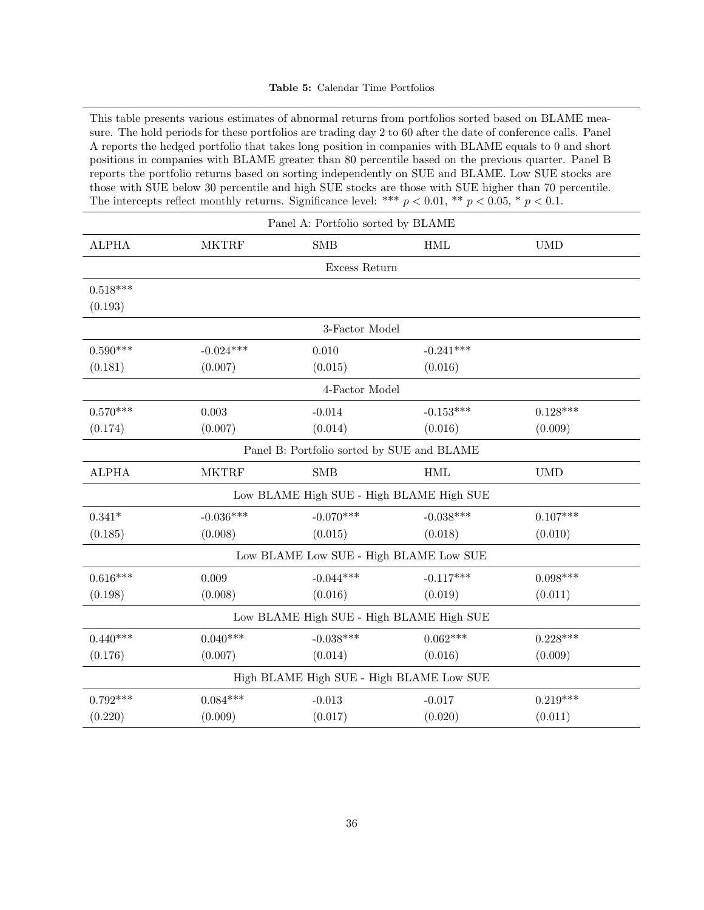**Table 5:** Calendar Time Portfolios

This table presents various estimates of abnormal returns from portfolios sorted based on BLAME measure. The hold periods for these portfolios are trading day 2 to 60 after the date of conference calls. Panel A reports the hedged portfolio that takes long position in companies with BLAME equals to 0 and short positions in companies with BLAME greater than 80 percentile based on the previous quarter. Panel B reports the portfolio returns based on sorting independently on SUE and BLAME. Low SUE stocks are those with SUE below 30 percentile and high SUE stocks are those with SUE higher than 70 percentile. The intercepts reflect monthly returns. Significance level: *** $p < 0.01$, ** $p < 0.05$, * $p < 0.1$.

| Panel A: Portfolio sorted by BLAME | | | | |
|---|---|---|---|---|
| ALPHA | MKTRF | SMB | HML | UMD |
| Excess Return | | | | |
| 0.518*** | | | | |
| (0.193) | | | | |
| 3-Factor Model | | | | |
| 0.590*** | -0.024*** | 0.010 | -0.241*** | |
| (0.181) | (0.007) | (0.015) | (0.016) | |
| 4-Factor Model | | | | |
| 0.570*** | 0.003 | -0.014 | -0.153*** | 0.128*** |
| (0.174) | (0.007) | (0.014) | (0.016) | (0.009) |

| Panel B: Portfolio sorted by SUE and BLAME | | | | |
|---|---|---|---|---|
| ALPHA | MKTRF | SMB | HML | UMD |
| Low BLAME High SUE - High BLAME High SUE | | | | |
| 0.341* | -0.036*** | -0.070*** | -0.038*** | 0.107*** |
| (0.185) | (0.008) | (0.015) | (0.018) | (0.010) |
| Low BLAME Low SUE - High BLAME Low SUE | | | | |
| 0.616*** | 0.009 | -0.044*** | -0.117*** | 0.098*** |
| (0.198) | (0.008) | (0.016) | (0.019) | (0.011) |
| Low BLAME High SUE - High BLAME High SUE | | | | |
| 0.440*** | 0.040*** | -0.038*** | 0.062*** | 0.228*** |
| (0.176) | (0.007) | (0.014) | (0.016) | (0.009) |
| High BLAME High SUE - High BLAME Low SUE | | | | |
| 0.792*** | 0.084*** | -0.013 | -0.017 | 0.219*** |
| (0.220) | (0.009) | (0.017) | (0.020) | (0.011) |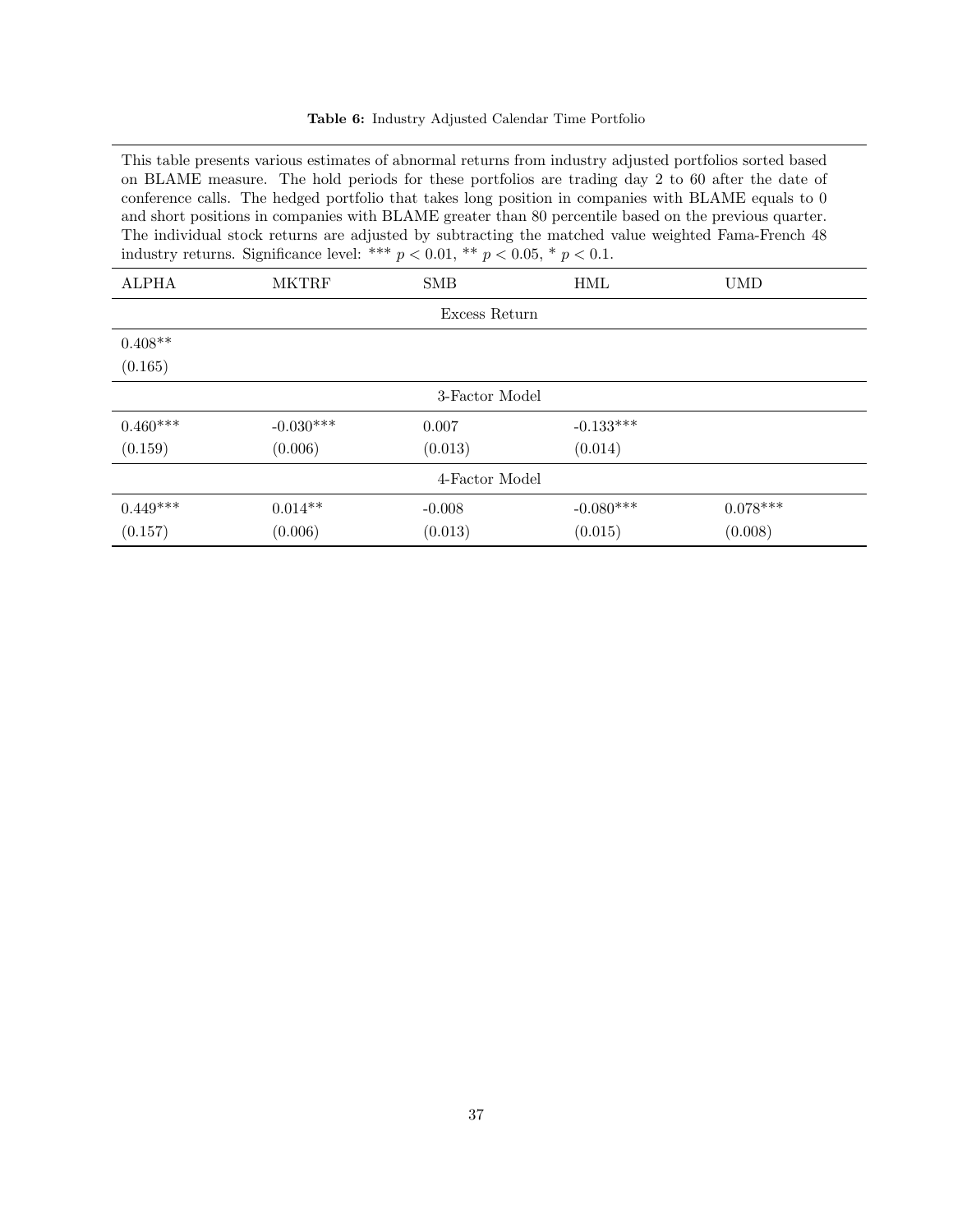**Table 6:** Industry Adjusted Calendar Time Portfolio

This table presents various estimates of abnormal returns from industry adjusted portfolios sorted based on BLAME measure. The hold periods for these portfolios are trading day 2 to 60 after the date of conference calls. The hedged portfolio that takes long position in companies with BLAME equals to 0 and short positions in companies with BLAME greater than 80 percentile based on the previous quarter. The individual stock returns are adjusted by subtracting the matched value weighted Fama-French 48 industry returns. Significance level: *** $p < 0.01$, ** $p < 0.05$, * $p < 0.1$.

| ALPHA | MKTRF | SMB | HML | UMD |
|---|---|---|---|---|
| | | Excess Return | | |
| 0.408** | | | | |
| (0.165) | | | | |
| | | 3-Factor Model | | |
| 0.460*** | -0.030*** | 0.007 | -0.133*** | |
| (0.159) | (0.006) | (0.013) | (0.014) | |
| | | 4-Factor Model | | |
| 0.449*** | 0.014** | -0.008 | -0.080*** | 0.078*** |
| (0.157) | (0.006) | (0.013) | (0.015) | (0.008) |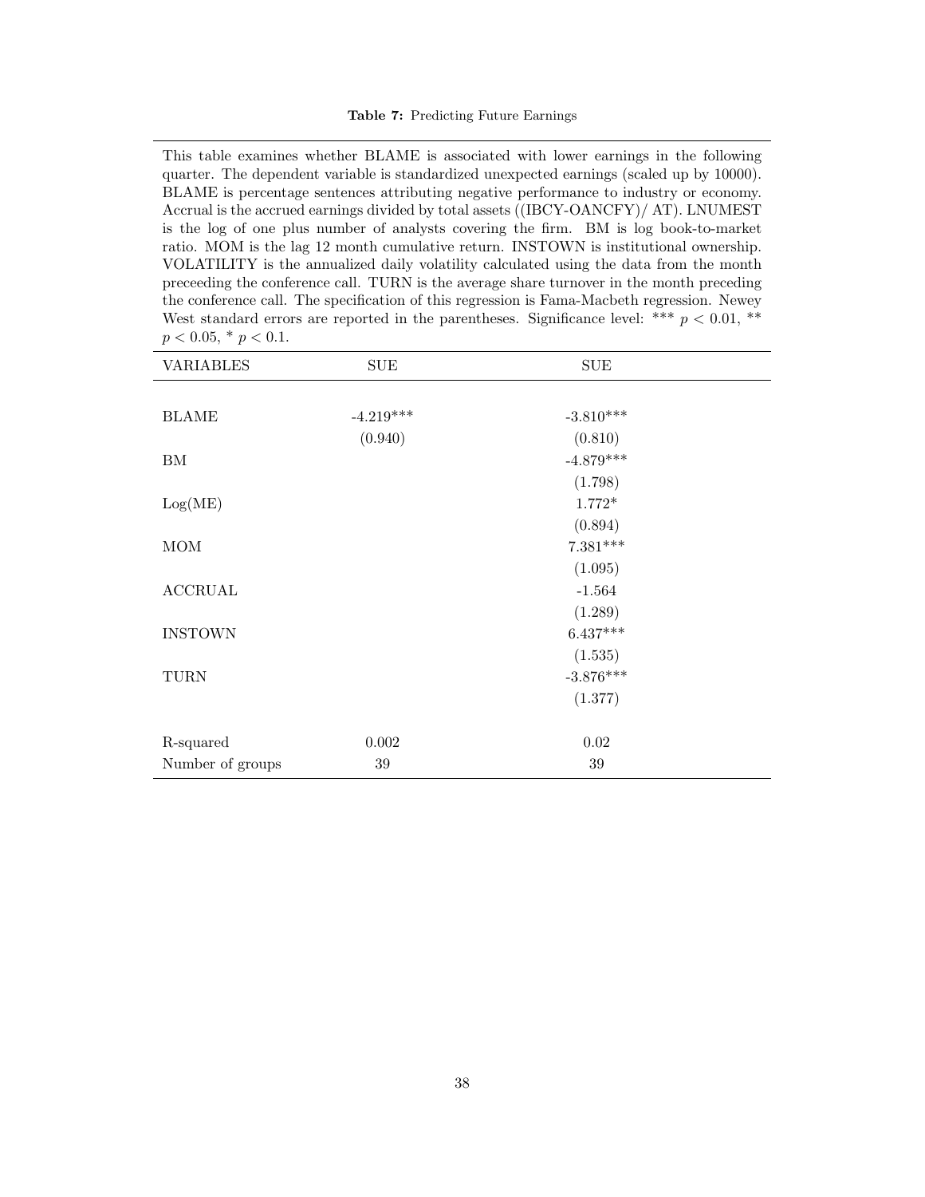**Table 7:** Predicting Future Earnings

This table examines whether BLAME is associated with lower earnings in the following quarter. The dependent variable is standardized unexpected earnings (scaled up by 10000). BLAME is percentage sentences attributing negative performance to industry or economy. Accrual is the accrued earnings divided by total assets ((IBCY-OANCFY)/ AT). LNUMEST is the log of one plus number of analysts covering the firm. BM is log book-to-market ratio. MOM is the lag 12 month cumulative return. INSTOWN is institutional ownership. VOLATILITY is the annualized daily volatility calculated using the data from the month preceeding the conference call. TURN is the average share turnover in the month preceding the conference call. The specification of this regression is Fama-Macbeth regression. Newey West standard errors are reported in the parentheses. Significance level: *** $p < 0.01$, ** $p < 0.05$, * $p < 0.1$.

| VARIABLES | SUE | SUE |
|---|---|---|
| BLAME | -4.219*** | -3.810*** |
| | (0.940) | (0.810) |
| BM | | -4.879*** |
| | | (1.798) |
| Log(ME) | | 1.772* |
| | | (0.894) |
| MOM | | 7.381*** |
| | | (1.095) |
| ACCRUAL | | -1.564 |
| | | (1.289) |
| INSTOWN | | 6.437*** |
| | | (1.535) |
| TURN | | -3.876*** |
| | | (1.377) |
| R-squared | 0.002 | 0.02 |
| Number of groups | 39 | 39 |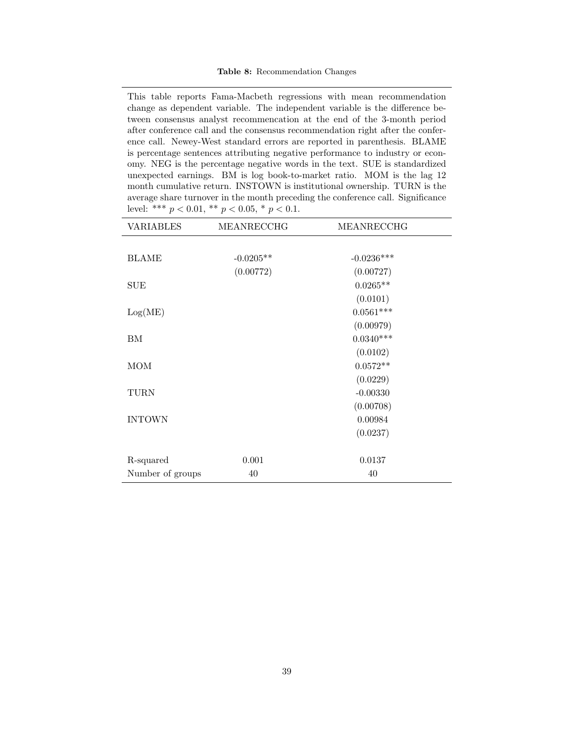**Table 8:** Recommendation Changes

This table reports Fama-Macbeth regressions with mean recommendation change as dependent variable. The independent variable is the difference between consensus analyst recommencation at the end of the 3-month period after conference call and the consensus recommendation right after the conference call. Newey-West standard errors are reported in parenthesis. BLAME is percentage sentences attributing negative performance to industry or economy. NEG is the percentage negative words in the text. SUE is standardized unexpected earnings. BM is log book-to-market ratio. MOM is the lag 12 month cumulative return. INSTOWN is institutional ownership. TURN is the average share turnover in the month preceding the conference call. Significance level: *** $p < 0.01$, ** $p < 0.05$, * $p < 0.1$.

| VARIABLES | MEANRECCHG | MEANRECCHG |
|---|---|---|
| BLAME | -0.0205** | -0.0236*** |
| | (0.00772) | (0.00727) |
| SUE | | 0.0265** |
| | | (0.0101) |
| Log(ME) | | 0.0561*** |
| | | (0.00979) |
| BM | | 0.0340*** |
| | | (0.0102) |
| MOM | | 0.0572** |
| | | (0.0229) |
| TURN | | -0.00330 |
| | | (0.00708) |
| INTOWN | | 0.00984 |
| | | (0.0237) |
| R-squared | 0.001 | 0.0137 |
| Number of groups | 40 | 40 |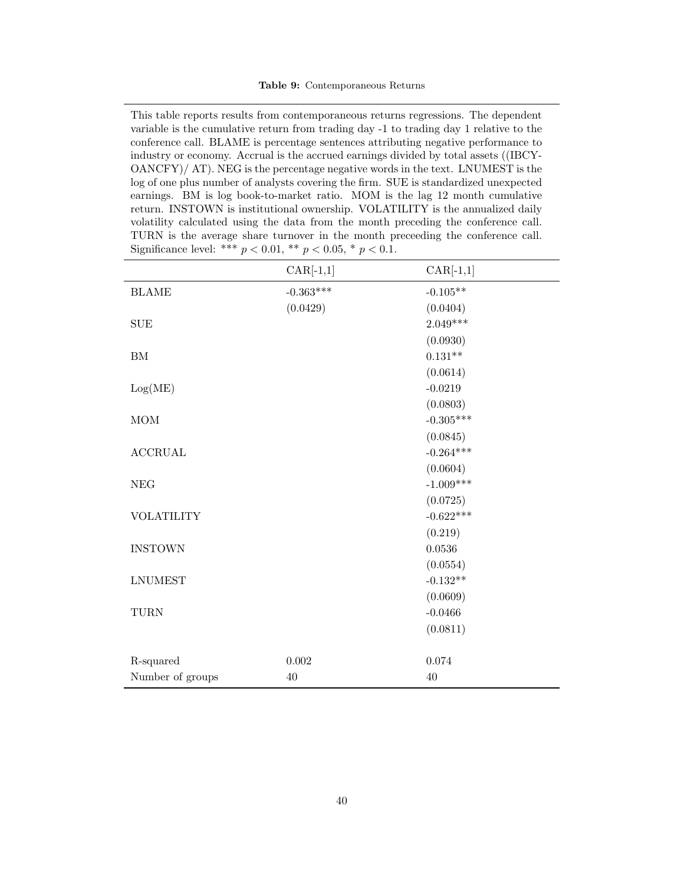**Table 9:** Contemporaneous Returns

This table reports results from contemporaneous returns regressions. The dependent variable is the cumulative return from trading day -1 to trading day 1 relative to the conference call. BLAME is percentage sentences attributing negative performance to industry or economy. Accrual is the accrued earnings divided by total assets ((IBCY-OANCFY)/ AT). NEG is the percentage negative words in the text. LNUMEST is the log of one plus number of analysts covering the firm. SUE is standardized unexpected earnings. BM is log book-to-market ratio. MOM is the lag 12 month cumulative return. INSTOWN is institutional ownership. VOLATILITY is the annualized daily volatility calculated using the data from the month preceding the conference call. TURN is the average share turnover in the month preceeding the conference call. Significance level: *** $p < 0.01$, ** $p < 0.05$, * $p < 0.1$.

| | CAR[-1,1] | CAR[-1,1] |
|---|---|---|
| BLAME | -0.363*** | -0.105** |
| | (0.0429) | (0.0404) |
| SUE | | 2.049*** |
| | | (0.0930) |
| BM | | 0.131** |
| | | (0.0614) |
| Log(ME) | | -0.0219 |
| | | (0.0803) |
| MOM | | -0.305*** |
| | | (0.0845) |
| ACCRUAL | | -0.264*** |
| | | (0.0604) |
| NEG | | -1.009*** |
| | | (0.0725) |
| VOLATILITY | | -0.622*** |
| | | (0.219) |
| INSTOWN | | 0.0536 |
| | | (0.0554) |
| LNUMEST | | -0.132** |
| | | (0.0609) |
| TURN | | -0.0466 |
| | | (0.0811) |
| R-squared | 0.002 | 0.074 |
| Number of groups | 40 | 40 |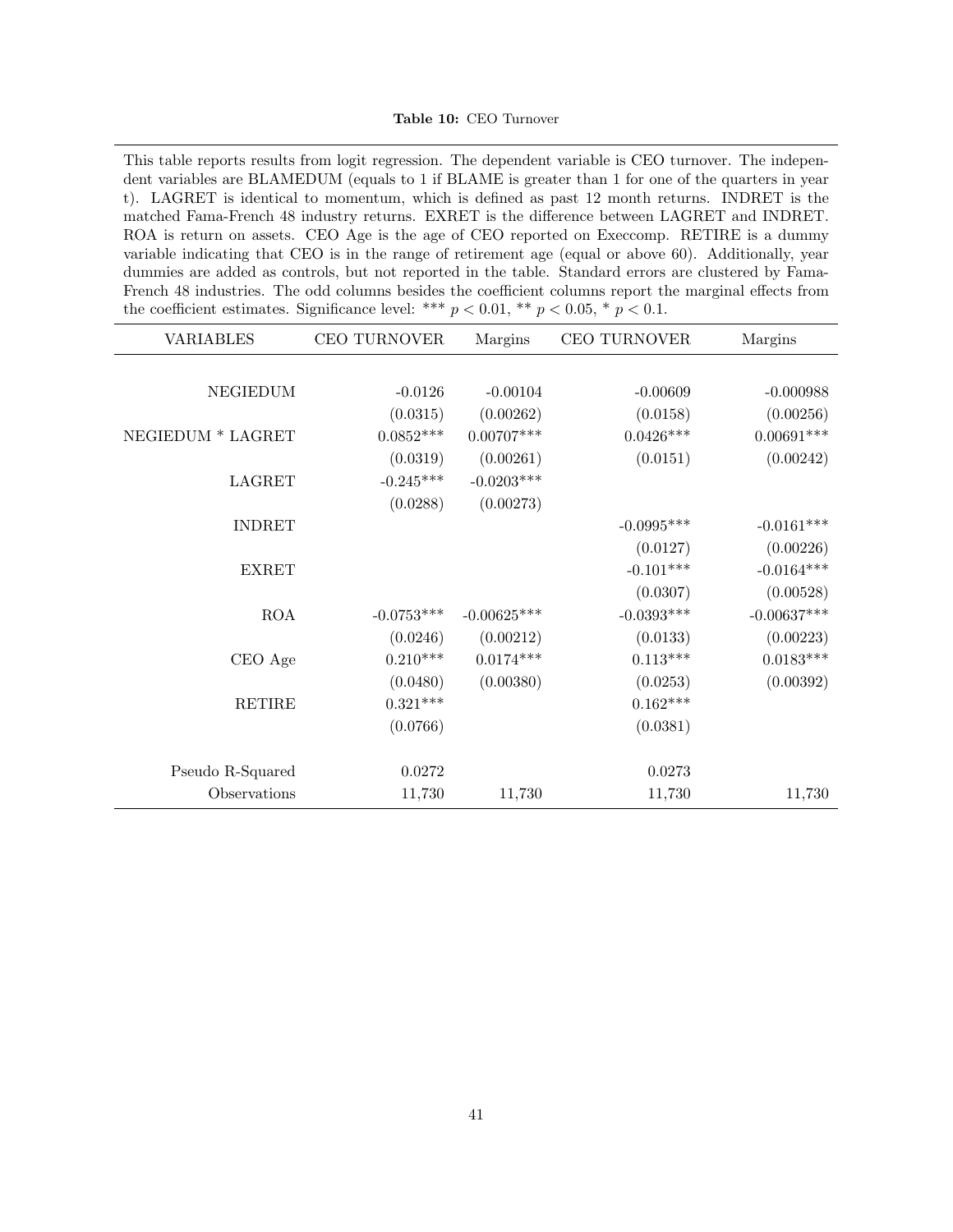**Table 10:** CEO Turnover

This table reports results from logit regression. The dependent variable is CEO turnover. The independent variables are BLAMEDUM (equals to 1 if BLAME is greater than 1 for one of the quarters in year t). LAGRET is identical to momentum, which is defined as past 12 month returns. INDRET is the matched Fama-French 48 industry returns. EXRET is the difference between LAGRET and INDRET. ROA is return on assets. CEO Age is the age of CEO reported on Execcomp. RETIRE is a dummy variable indicating that CEO is in the range of retirement age (equal or above 60). Additionally, year dummies are added as controls, but not reported in the table. Standard errors are clustered by Fama-French 48 industries. The odd columns besides the coefficient columns report the marginal effects from the coefficient estimates. Significance level: *** $p < 0.01$, ** $p < 0.05$, * $p < 0.1$.

| VARIABLES | CEO TURNOVER | Margins | CEO TURNOVER | Margins |
|---|---|---|---|---|
| NEGIEDUM | -0.0126 | -0.00104 | -0.00609 | -0.000988 |
| | (0.0315) | (0.00262) | (0.0158) | (0.00256) |
| NEGIEDUM * LAGRET | 0.0852*** | 0.00707*** | 0.0426*** | 0.00691*** |
| | (0.0319) | (0.00261) | (0.0151) | (0.00242) |
| LAGRET | -0.245*** | -0.0203*** | | |
| | (0.0288) | (0.00273) | | |
| INDRET | | | -0.0995*** | -0.0161*** |
| | | | (0.0127) | (0.00226) |
| EXRET | | | -0.101*** | -0.0164*** |
| | | | (0.0307) | (0.00528) |
| ROA | -0.0753*** | -0.00625*** | -0.0393*** | -0.00637*** |
| | (0.0246) | (0.00212) | (0.0133) | (0.00223) |
| CEO Age | 0.210*** | 0.0174*** | 0.113*** | 0.0183*** |
| | (0.0480) | (0.00380) | (0.0253) | (0.00392) |
| RETIRE | 0.321*** | | 0.162*** | |
| | (0.0766) | | (0.0381) | |
| Pseudo R-Squared | 0.0272 | | 0.0273 | |
| Observations | 11,730 | 11,730 | 11,730 | 11,730 |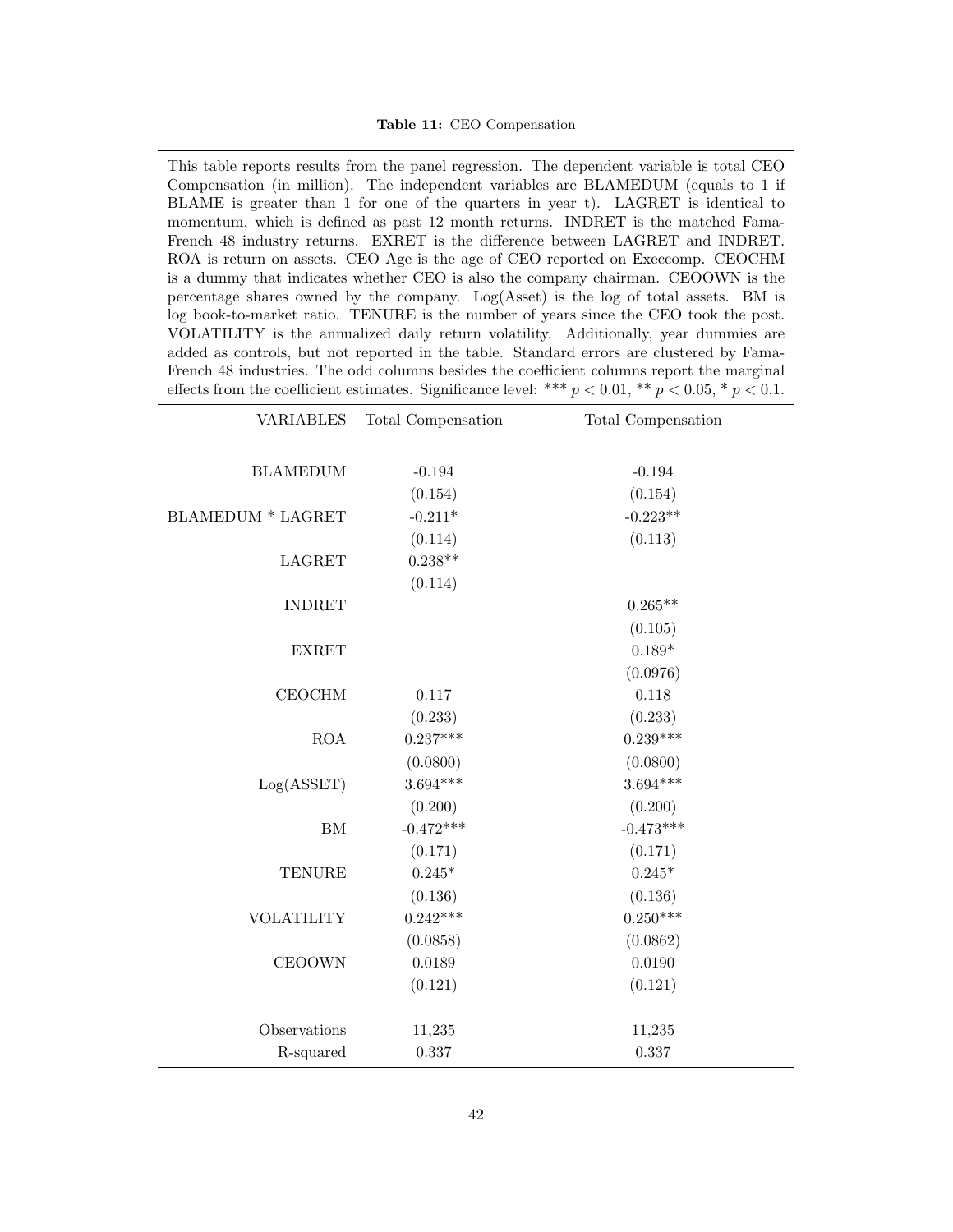**Table 11:** CEO Compensation

This table reports results from the panel regression. The dependent variable is total CEO Compensation (in million). The independent variables are BLAMEDUM (equals to 1 if BLAME is greater than 1 for one of the quarters in year t). LAGRET is identical to momentum, which is defined as past 12 month returns. INDRET is the matched Fama-French 48 industry returns. EXRET is the difference between LAGRET and INDRET. ROA is return on assets. CEO Age is the age of CEO reported on Execcomp. CEOCHM is a dummy that indicates whether CEO is also the company chairman. CEOOWN is the percentage shares owned by the company. Log(Asset) is the log of total assets. BM is log book-to-market ratio. TENURE is the number of years since the CEO took the post. VOLATILITY is the annualized daily return volatility. Additionally, year dummies are added as controls, but not reported in the table. Standard errors are clustered by Fama-French 48 industries. The odd columns besides the coefficient columns report the marginal effects from the coefficient estimates. Significance level: *** $p < 0.01$, ** $p < 0.05$, * $p < 0.1$.

| VARIABLES | Total Compensation | Total Compensation |
|---|---|---|
| BLAMEDUM | -0.194 | -0.194 |
| | (0.154) | (0.154) |
| BLAMEDUM * LAGRET | -0.211* | -0.223** |
| | (0.114) | (0.113) |
| LAGRET | 0.238** | |
| | (0.114) | |
| INDRET | | 0.265** |
| | | (0.105) |
| EXRET | | 0.189* |
| | | (0.0976) |
| CEOCHM | 0.117 | 0.118 |
| | (0.233) | (0.233) |
| ROA | 0.237*** | 0.239*** |
| | (0.0800) | (0.0800) |
| Log(ASSET) | 3.694*** | 3.694*** |
| | (0.200) | (0.200) |
| BM | -0.472*** | -0.473*** |
| | (0.171) | (0.171) |
| TENURE | 0.245* | 0.245* |
| | (0.136) | (0.136) |
| VOLATILITY | 0.242*** | 0.250*** |
| | (0.0858) | (0.0862) |
| CEOOWN | 0.0189 | 0.0190 |
| | (0.121) | (0.121) |
| Observations | 11,235 | 11,235 |
| R-squared | 0.337 | 0.337 |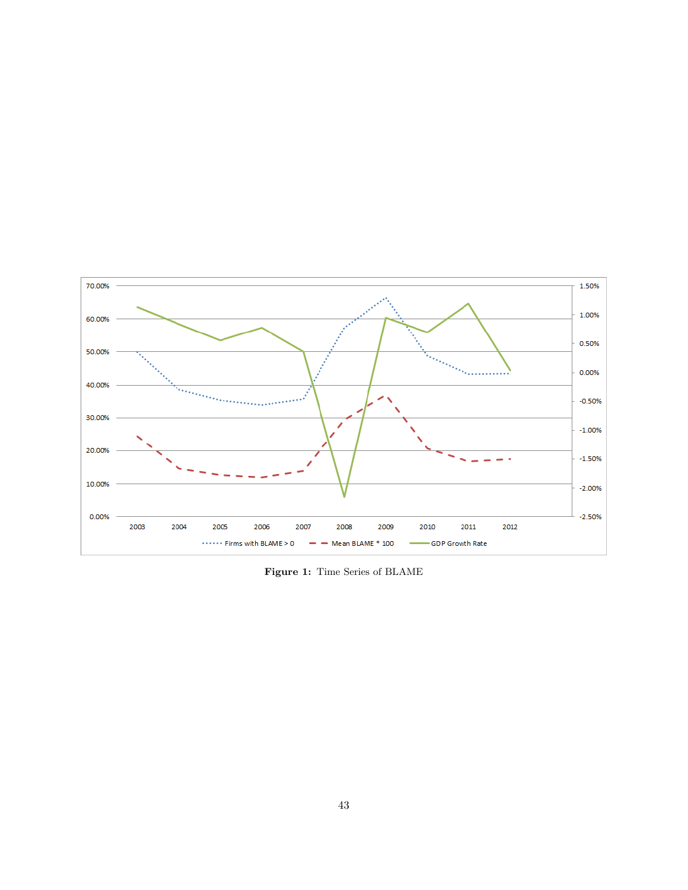70.00%
60.00%
50.00%
40.00%
30.00%
20.00%
10.00%
0.00%

1.50%
1.00%
0.50%
0.00%
-0.50%
-1.00%
-1.50%
-2.00%
-2.50%

2003 2004 2005 2006 2007 2008 2009 2010 2011 2012

Firms with BLAME > 0 | Mean BLAME * 100 | GDP Growth Rate

**Figure 1:** Time Series of BLAME